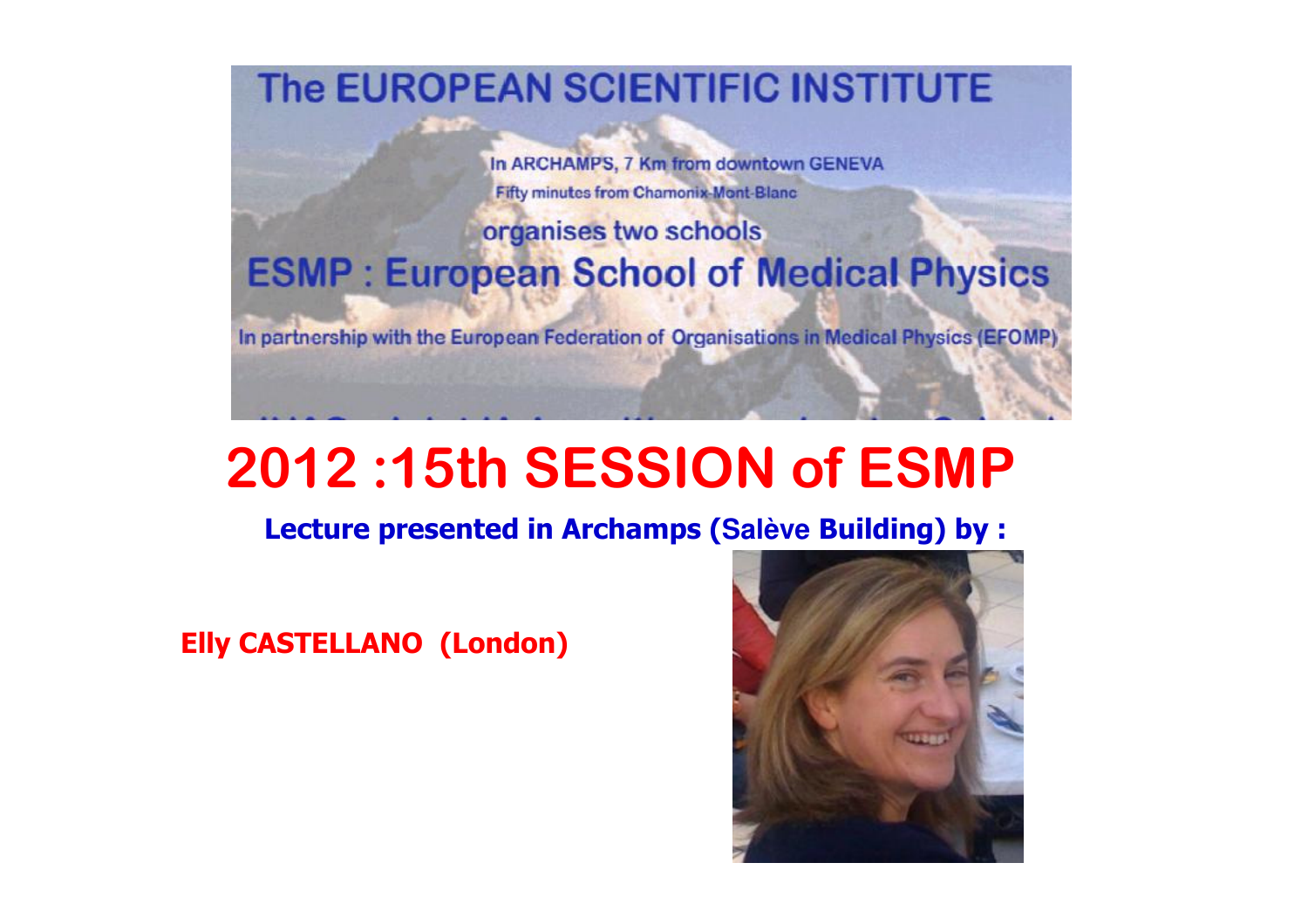The EUROPEAN SCIENTIFIC INSTITUTE

In ARCHAMPS, 7 Km from downtown GENEVA

Fifty minutes from Chamonix-Mont-Blanc

organises two schools

ESMP : European School of Medical Physics

In partnership with the European Federation of Organisations in Medical Physics (EFOMP)

# 2012 :15th SESSION of ESMP

**Lecture presented in Archamps (Salève Building) by :**

**Elly CASTELLANO (London)**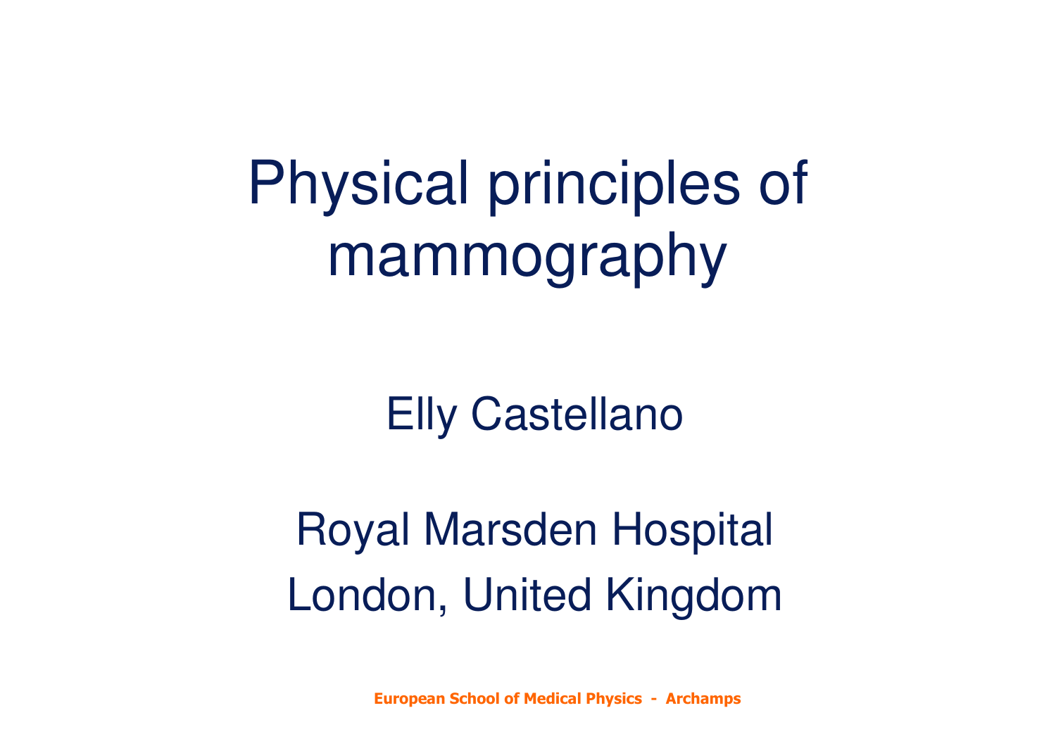# Physical principles of mammography

Elly Castellano

Royal Marsden Hospital
London, United Kingdom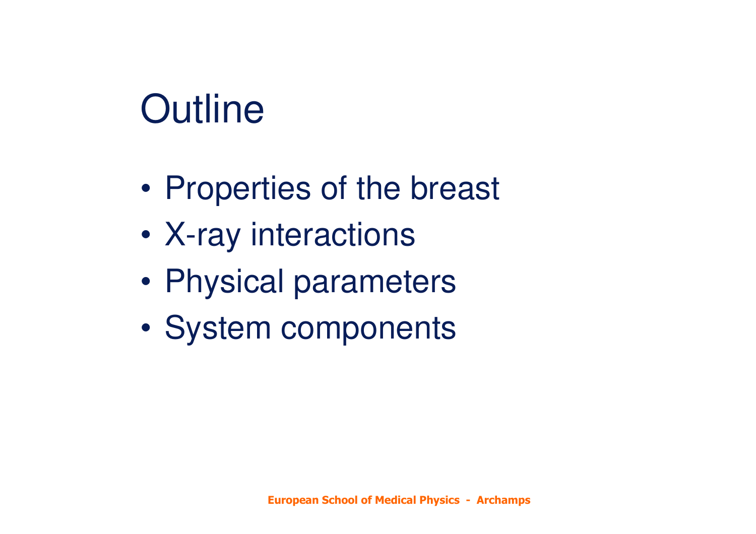# Outline

- Properties of the breast
- X-ray interactions
- Physical parameters
- System components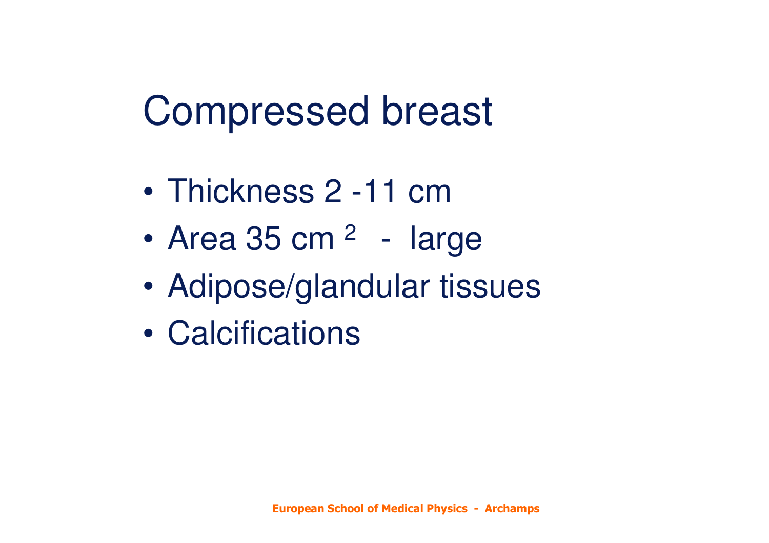# Compressed breast

- Thickness 2 -11 cm
- Area 35 cm $^2$ - large
- Adipose/glandular tissues
- Calcifications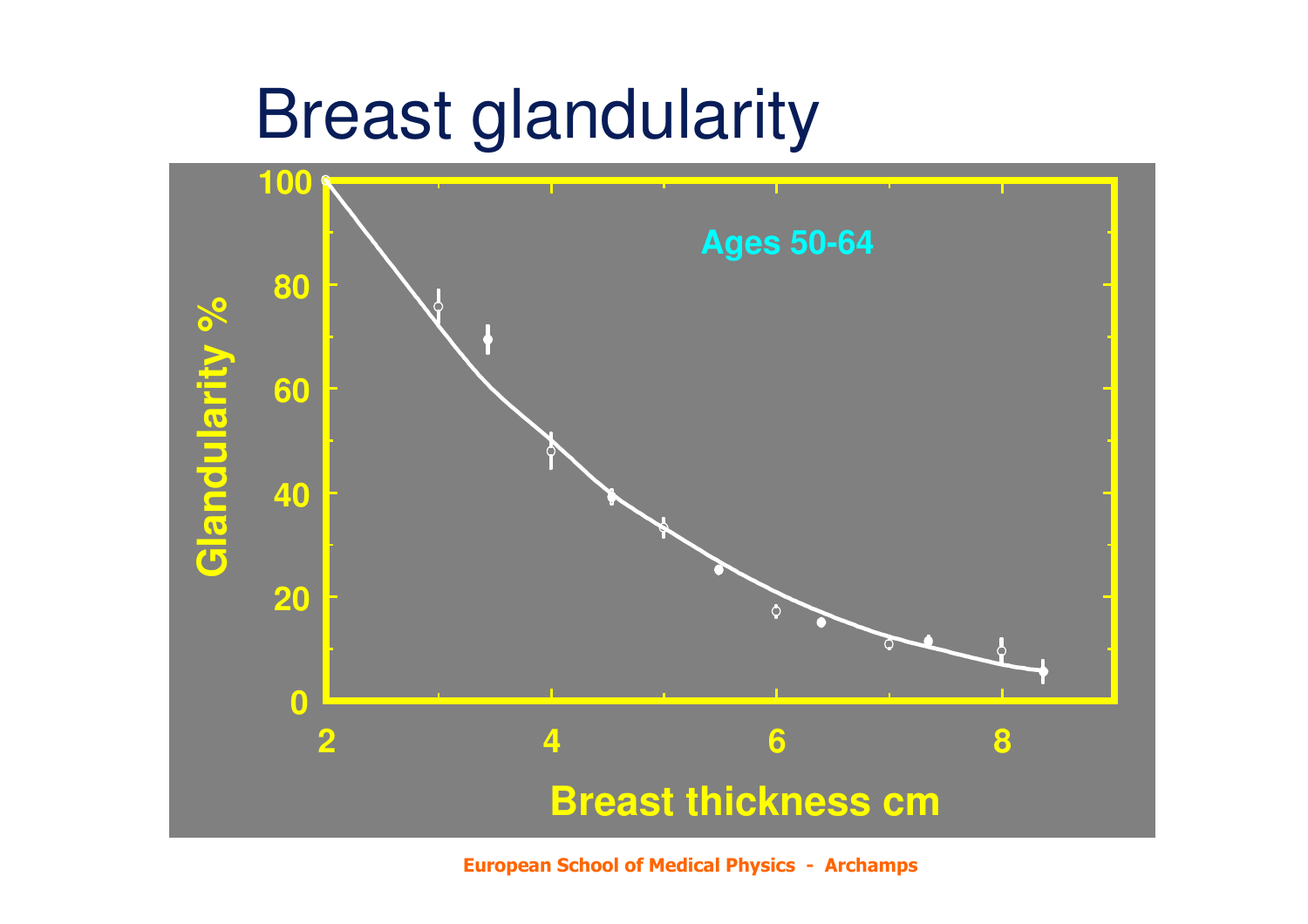# Breast glandularity

Ages 50-64

Glandularity %

Breast thickness cm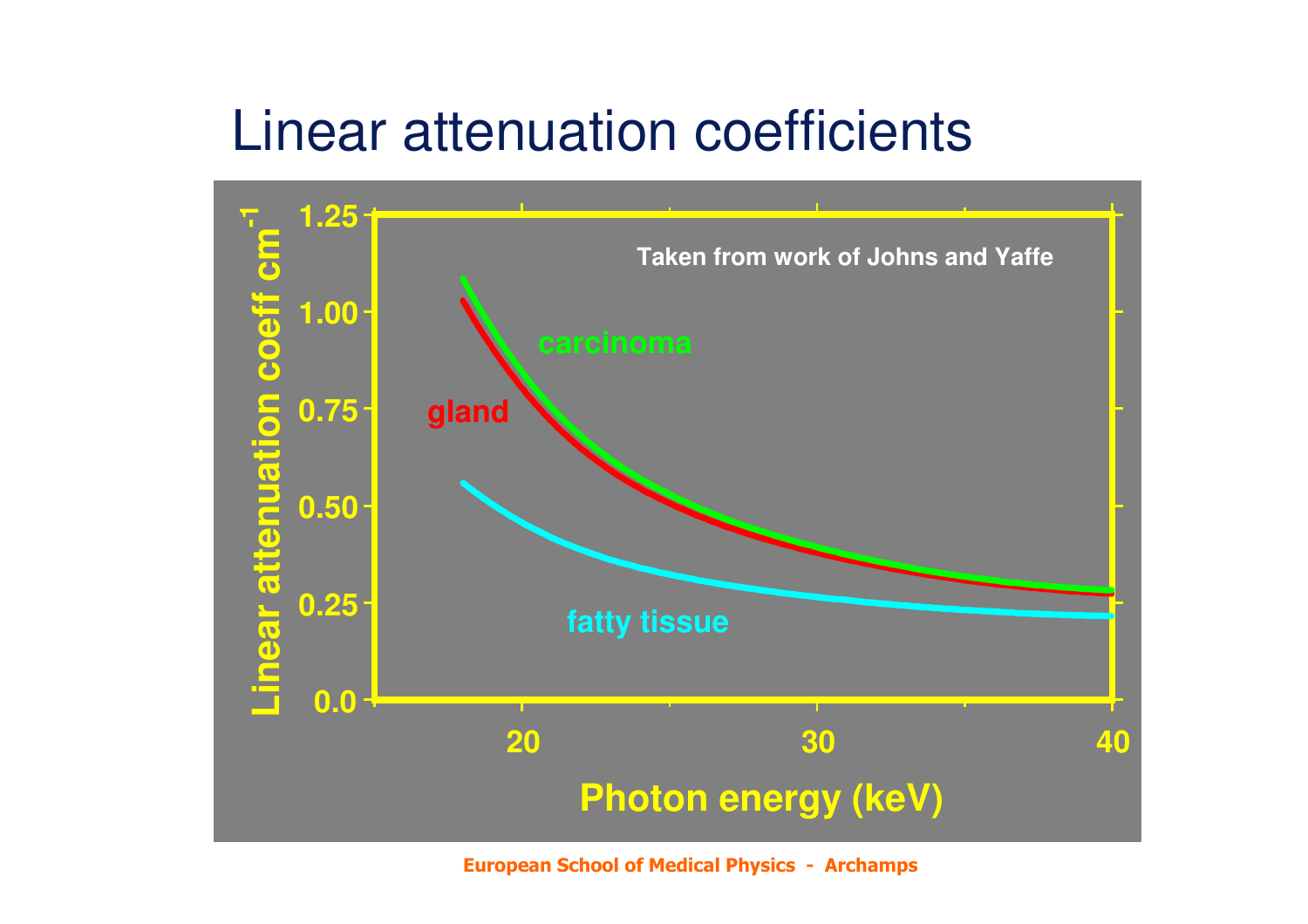# Linear attenuation coefficients

Taken from work of Johns and Yaffe

Linear attenuation coeff $cm^{-1}$

1.25

1.00

0.75

0.50

0.25

0.0

carcinoma

gland

fatty tissue

20

30

40

Photon energy (keV)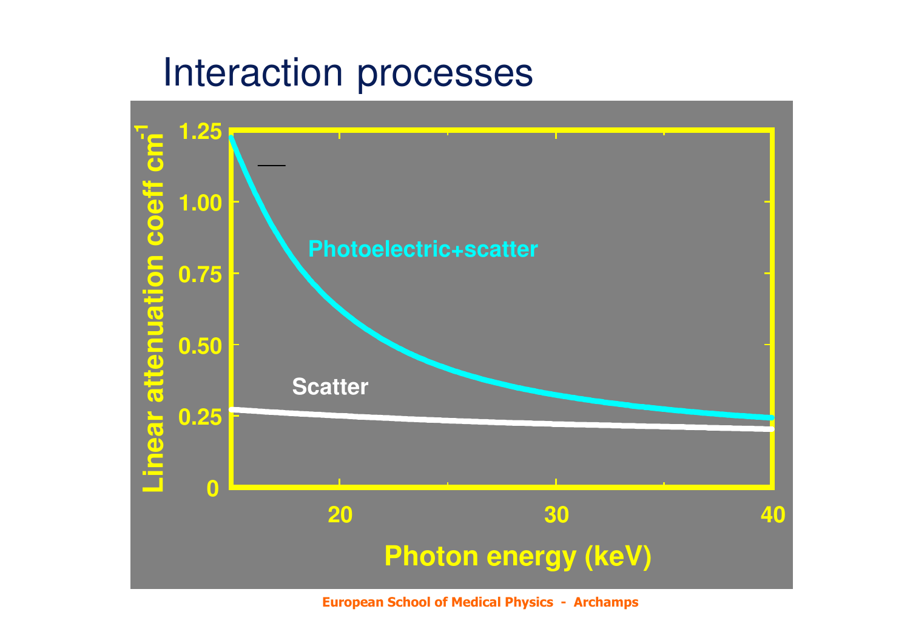# Interaction processes

Linear attenuation coeff cm$^{-1}$

1.25

1.00

0.75

0.50

0.25

0

Photoelectric+scatter

Scatter

20

30

40

Photon energy (keV)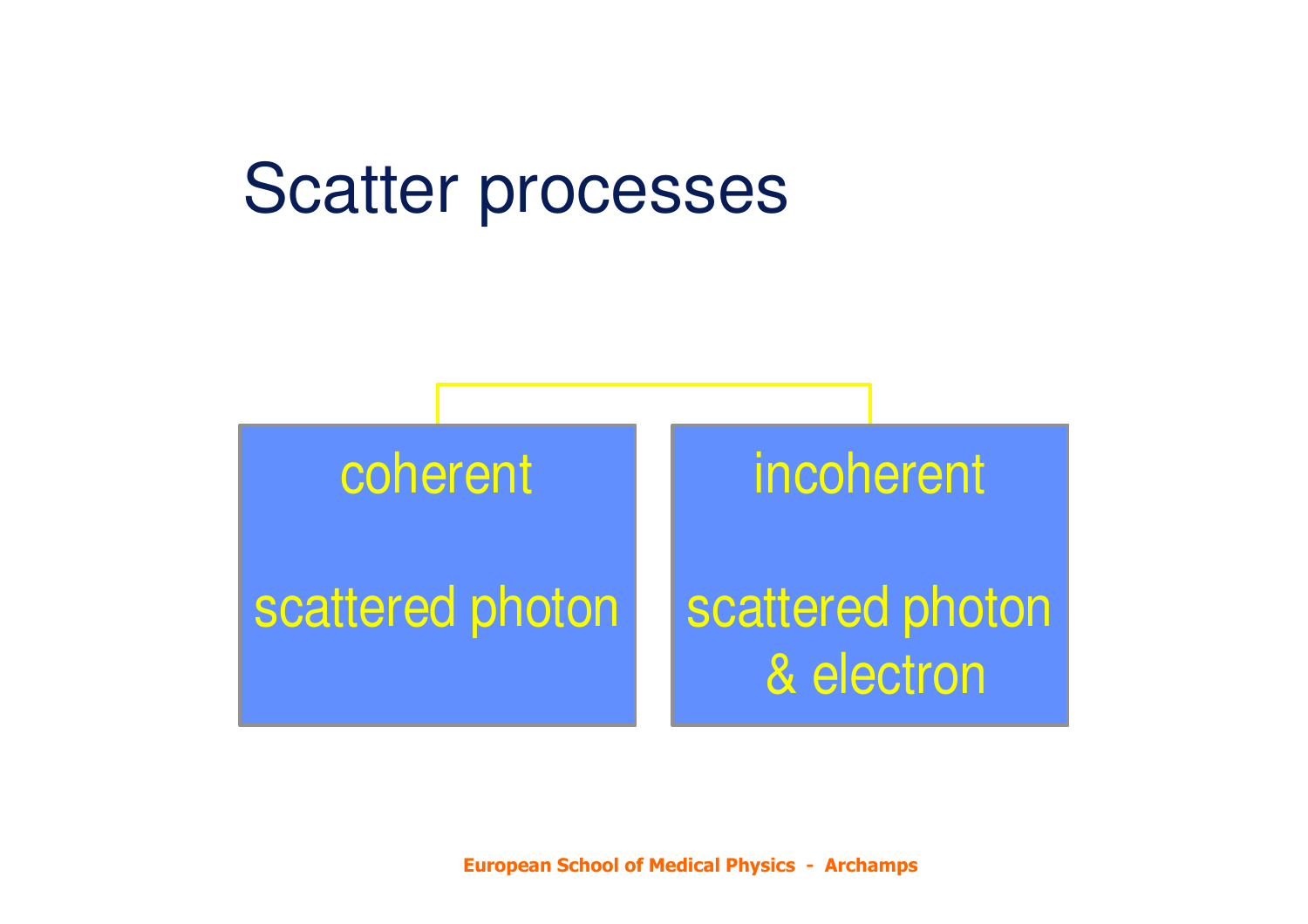# Scatter processes

| coherent | incoherent |
| --- | --- |
| scattered photon | scattered photon & electron |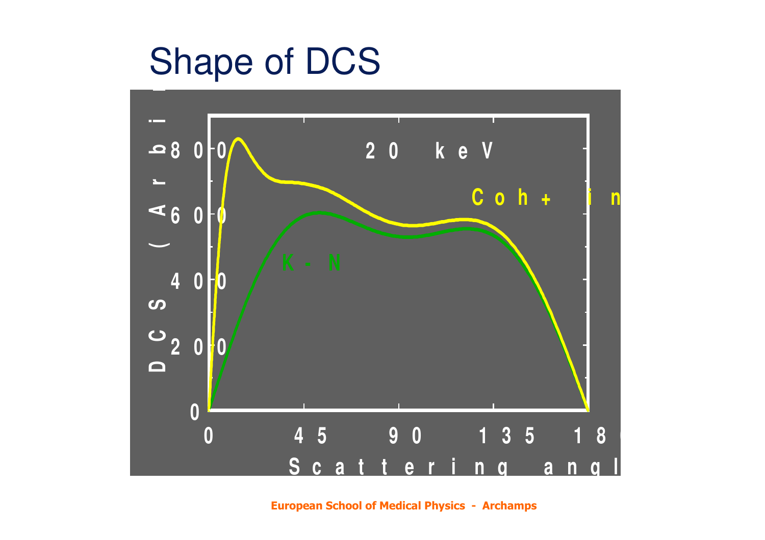# Shape of DCS

DCS (Arbi

800

600

400

200

0

0 45 90 135 180

Scattering angl

20 keV

Coh + in

K-N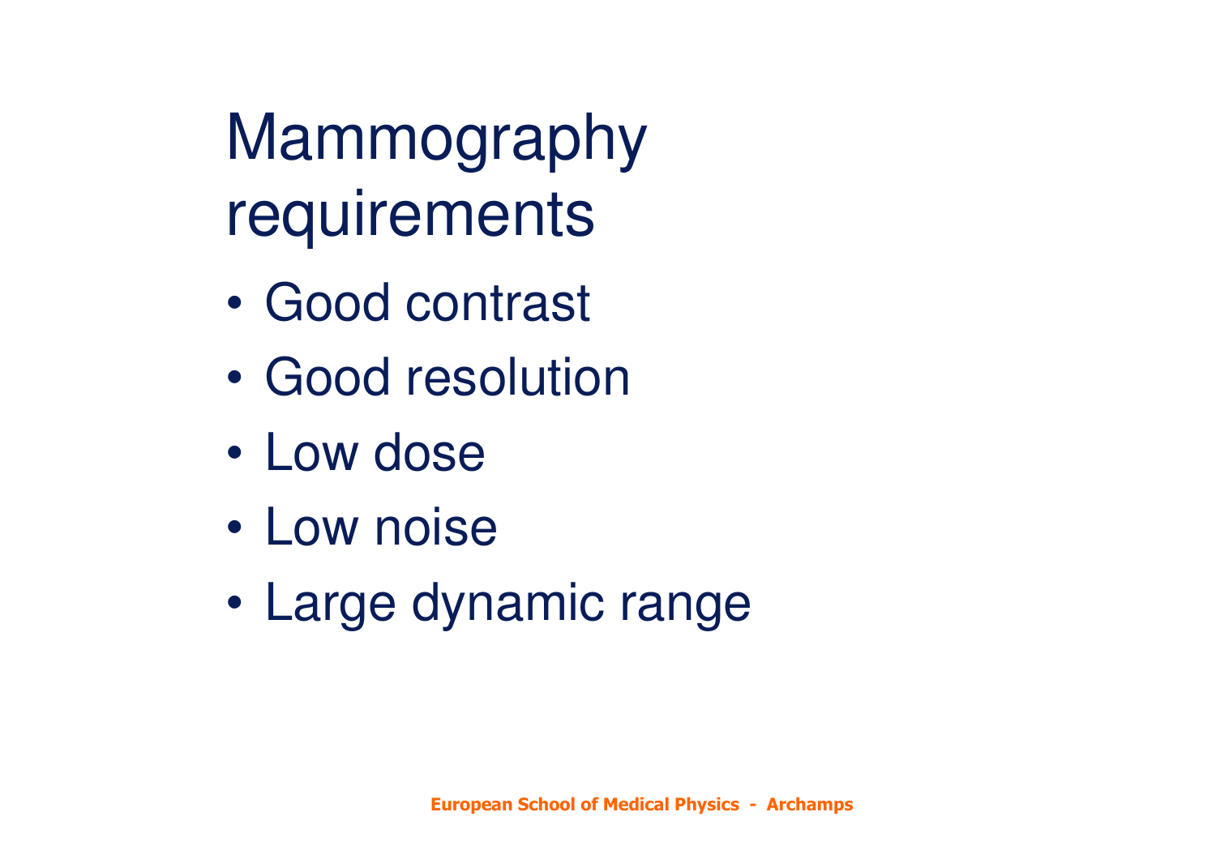# Mammography requirements

- Good contrast
- Good resolution
- Low dose
- Low noise
- Large dynamic range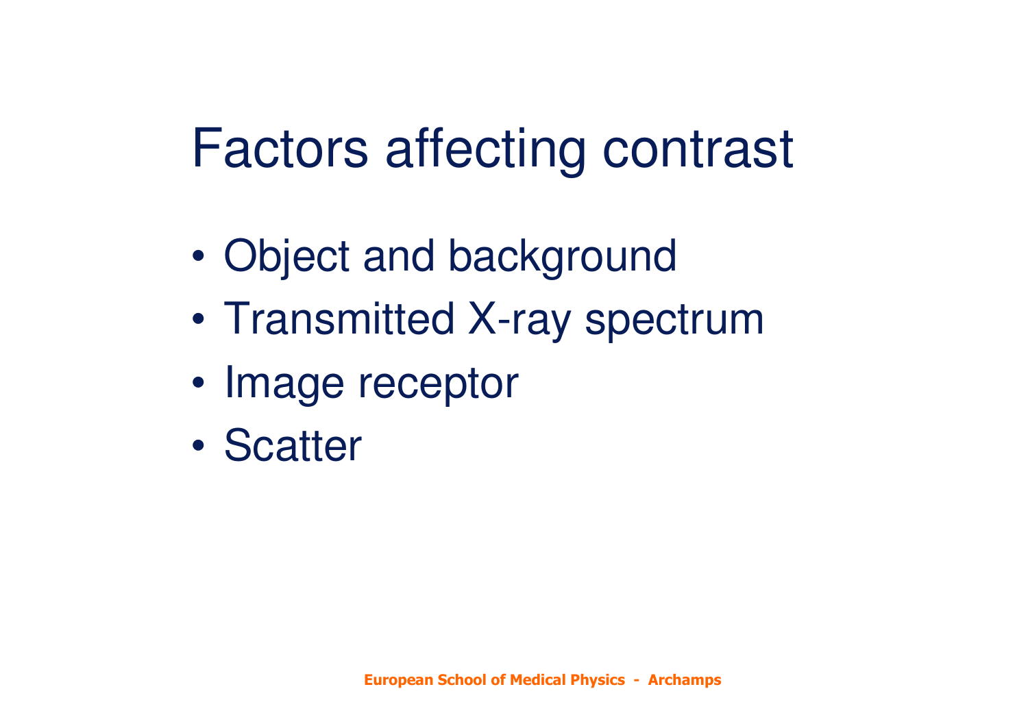# Factors affecting contrast

- Object and background
- Transmitted X-ray spectrum
- Image receptor
- Scatter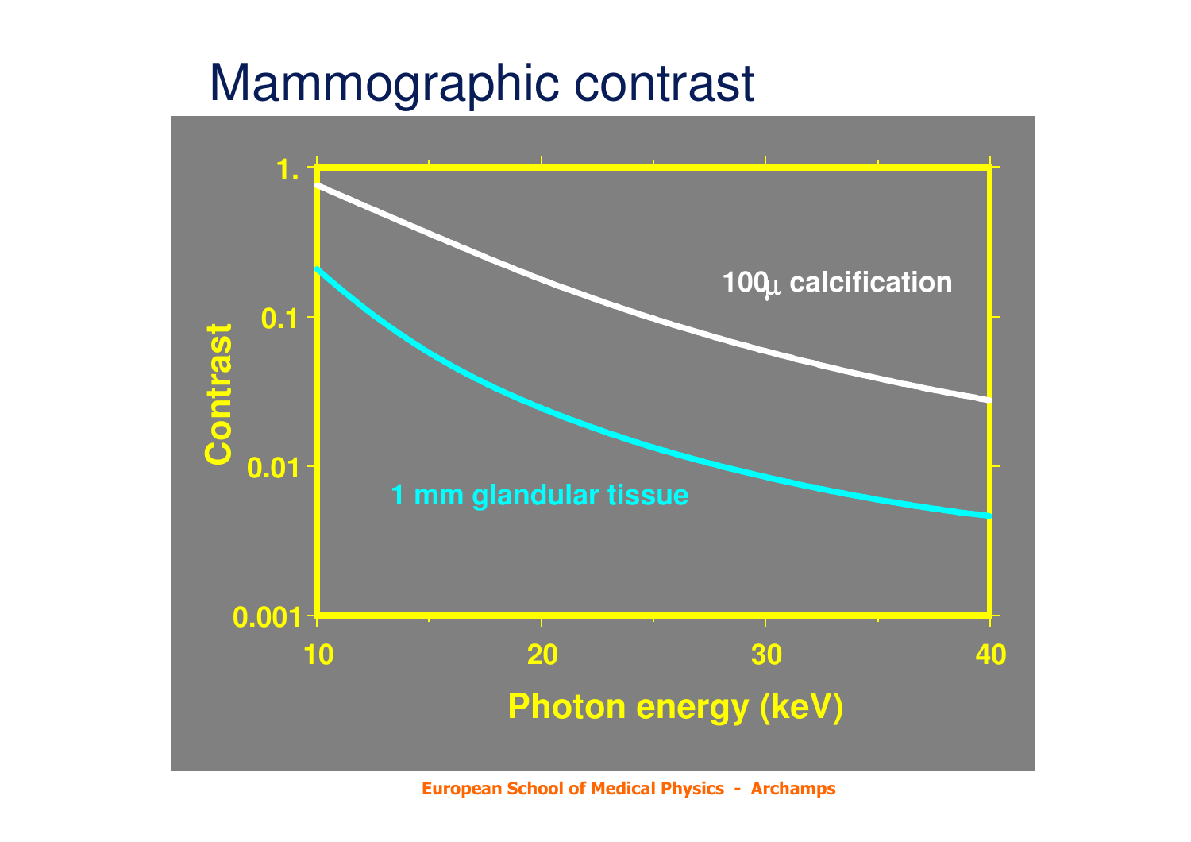# Mammographic contrast

Contrast

1.

0.1

0.01

0.001

10 20 30 40

Photon energy (keV)

100μ calcification

1 mm glandular tissue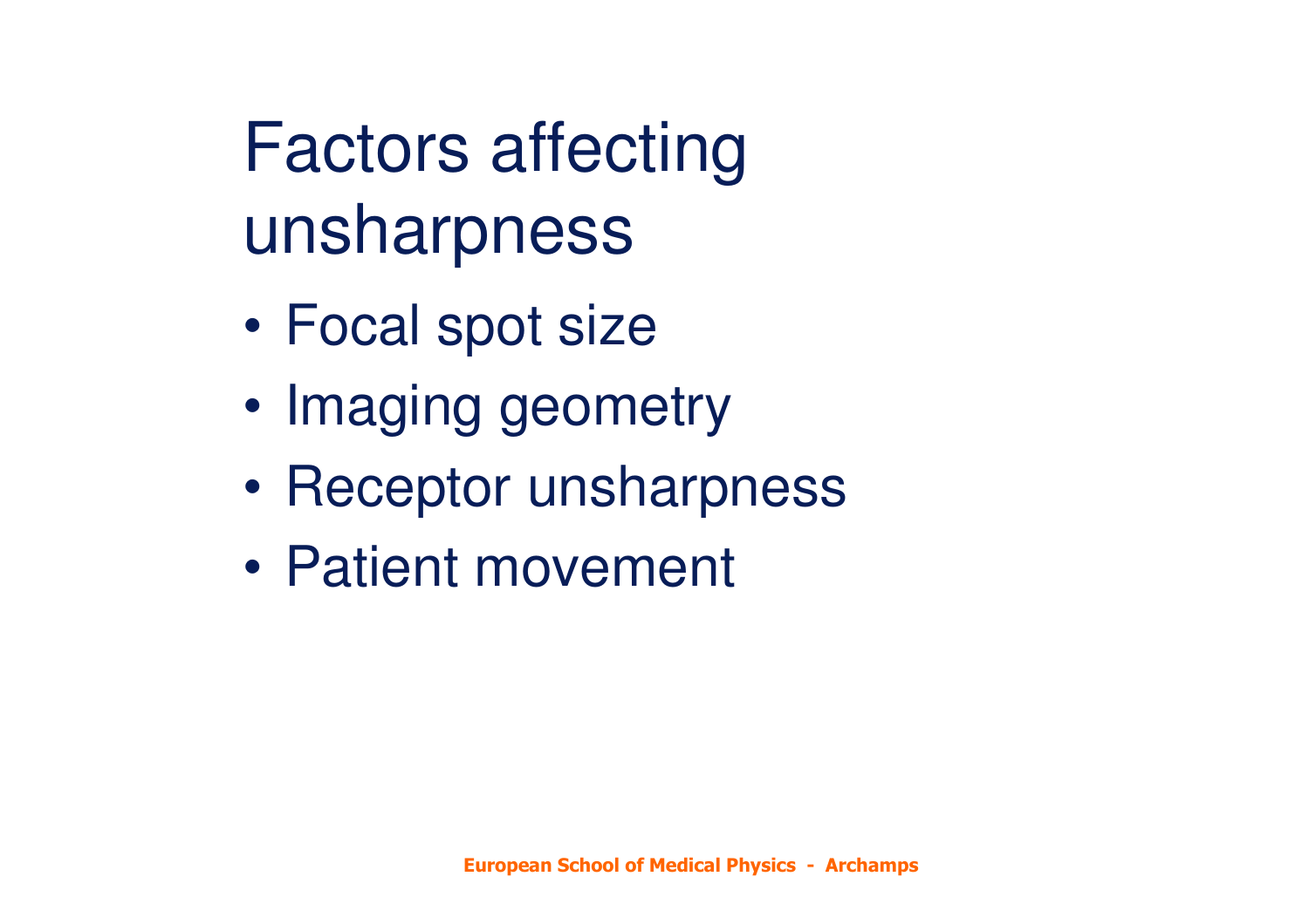# Factors affecting unsharpness

- Focal spot size
- Imaging geometry
- Receptor unsharpness
- Patient movement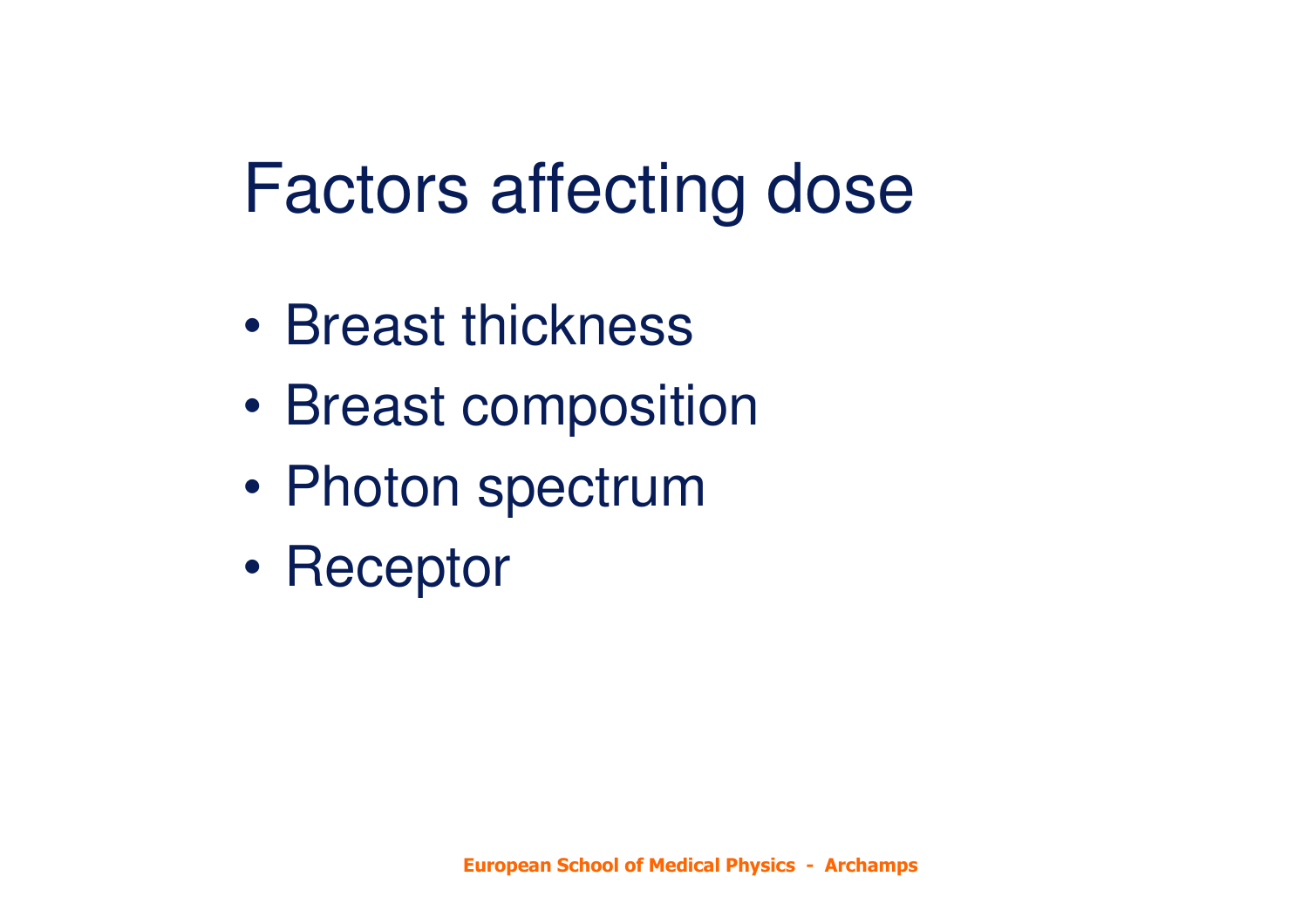# Factors affecting dose

- Breast thickness
- Breast composition
- Photon spectrum
- Receptor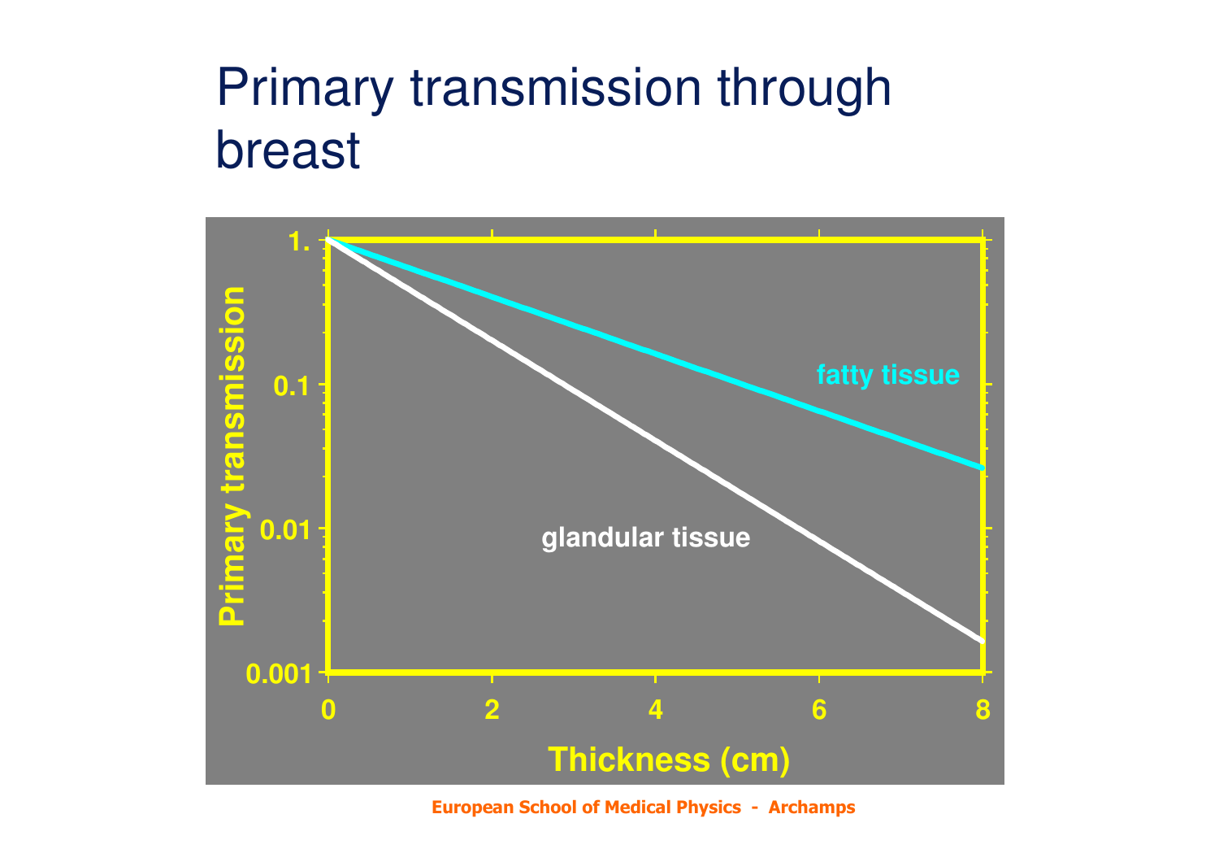# Primary transmission through breast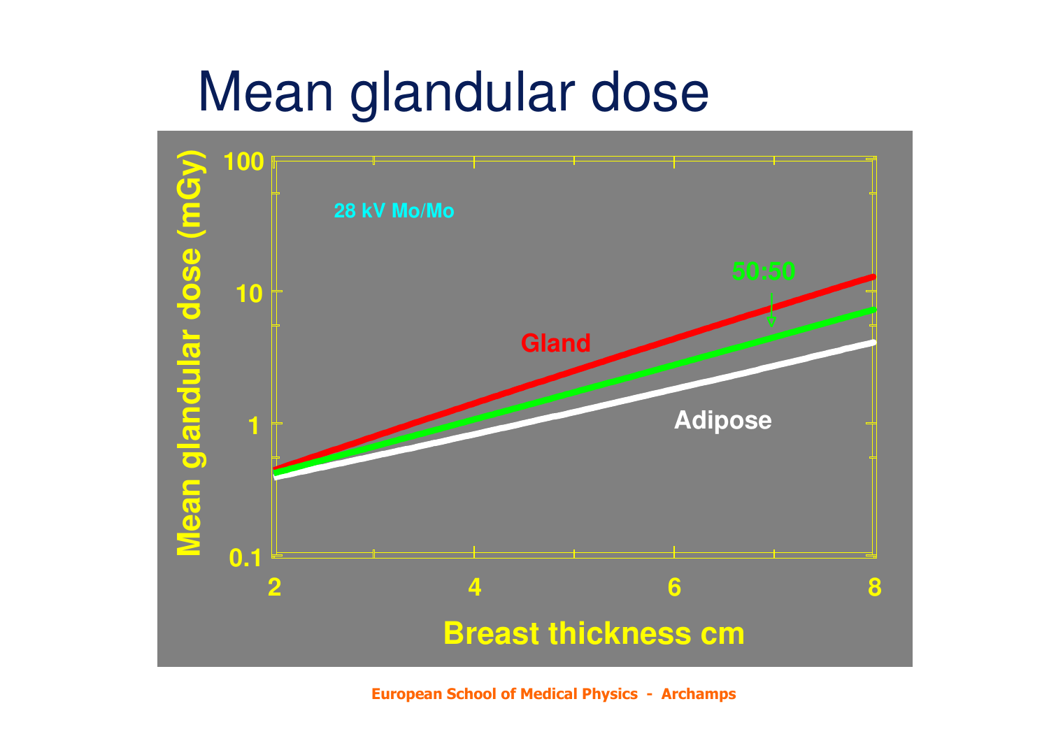# Mean glandular dose

28 kV Mo/Mo

Mean glandular dose (mGy)

100

10

1

0.1

Gland

50:50

Adipose

2 4 6 8

Breast thickness cm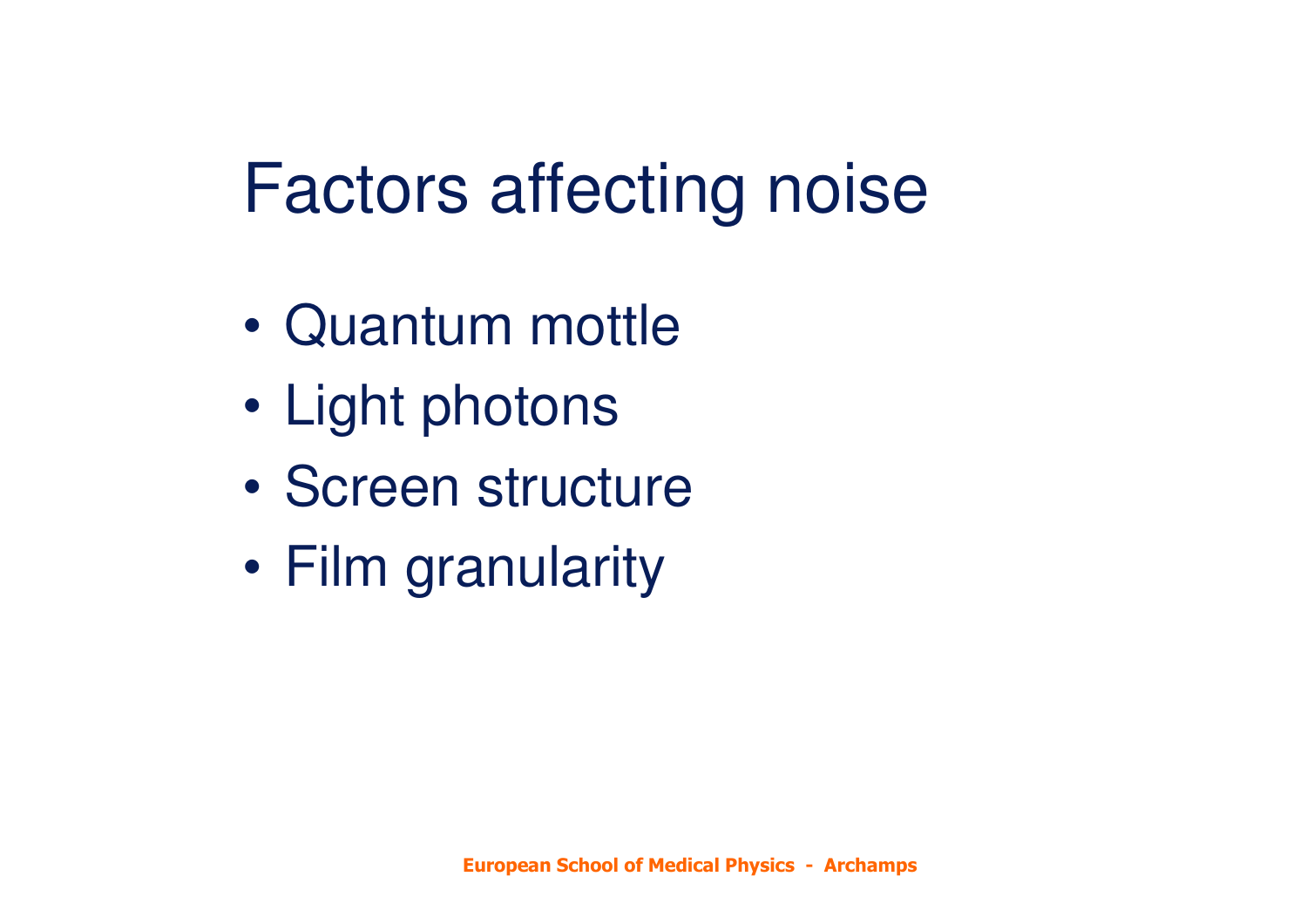# Factors affecting noise

- Quantum mottle
- Light photons
- Screen structure
- Film granularity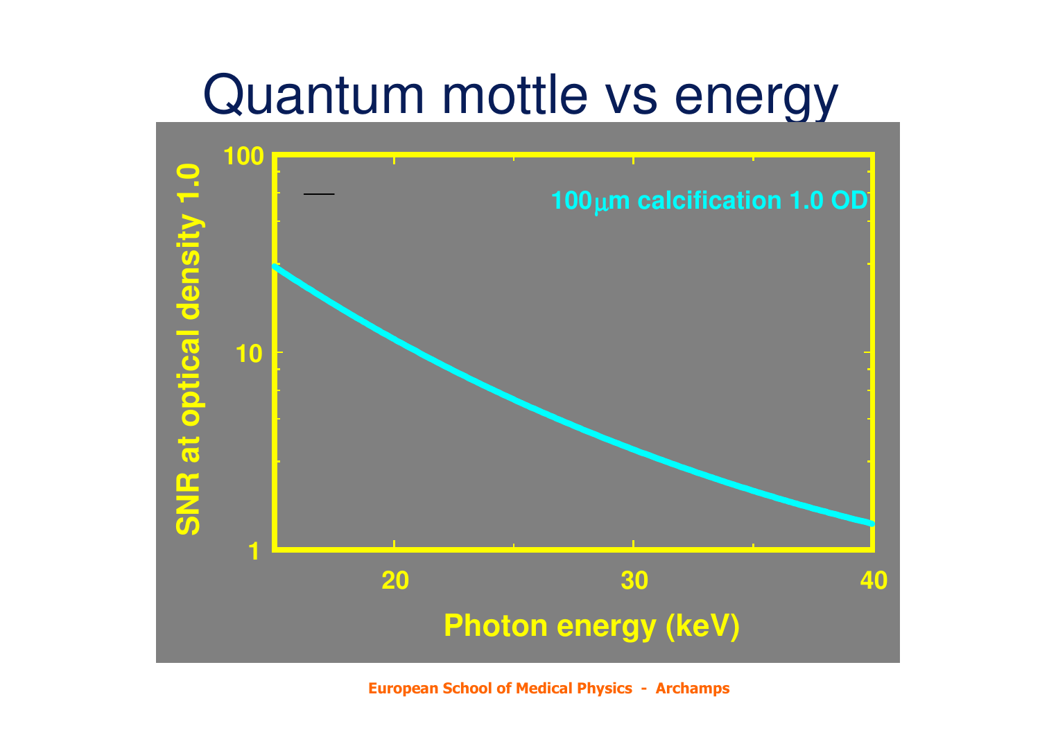# Quantum mottle vs energy

100μm calcification 1.0 OD

SNR at optical density 1.0

Photon energy (keV)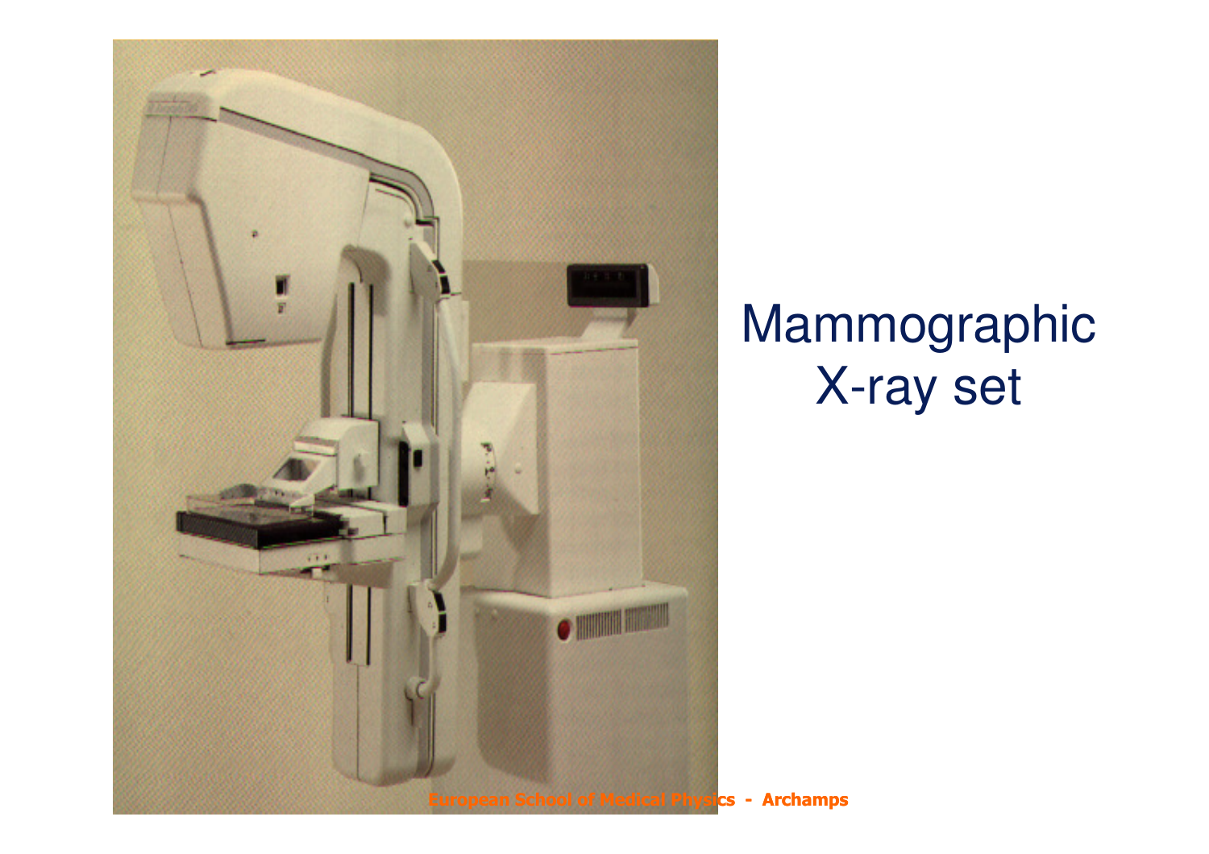# Mammographic X-ray set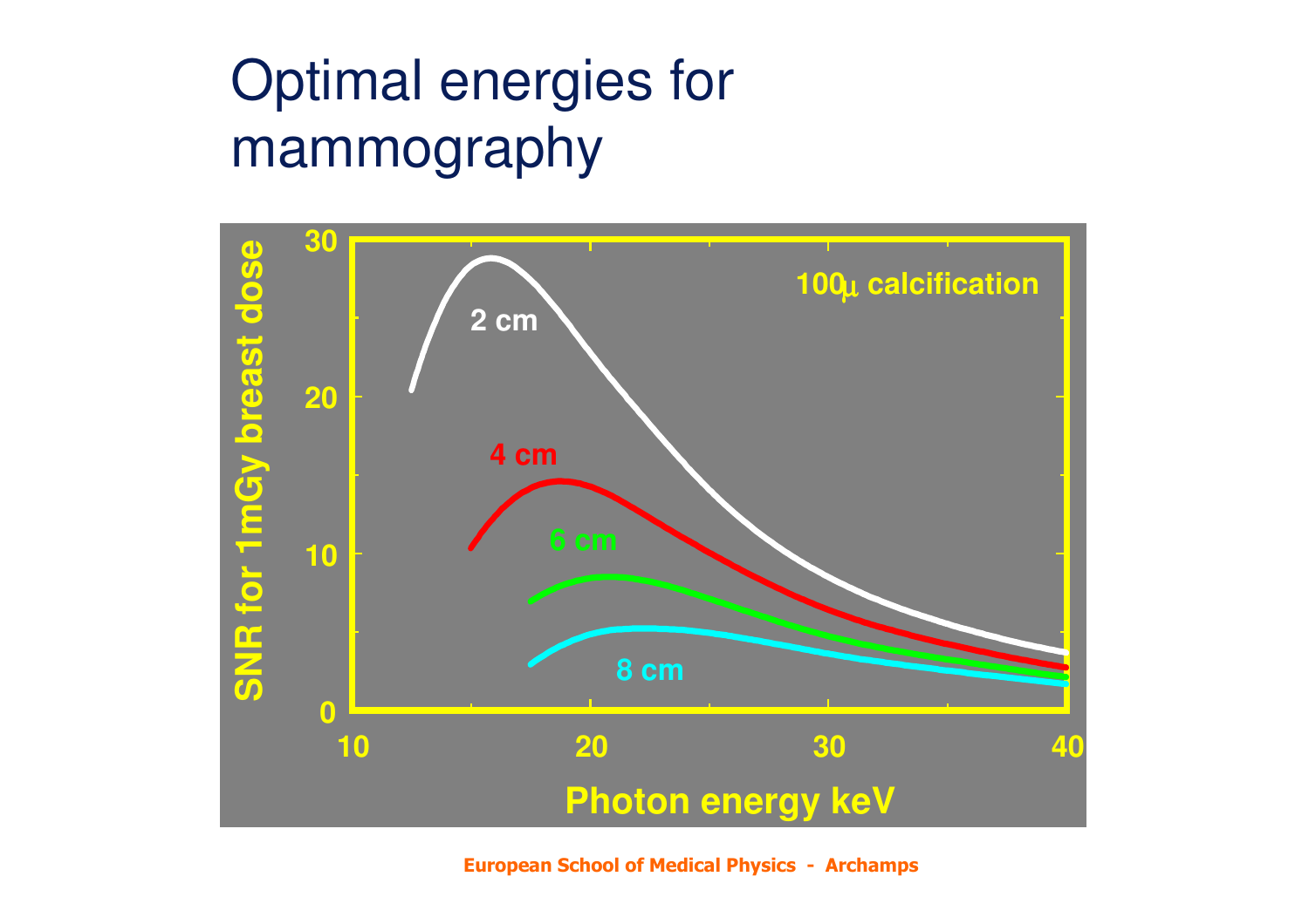# Optimal energies for mammography

100μ calcification

SNR for 1mGy breast dose

Photon energy keV

2 cm

4 cm

6 cm

8 cm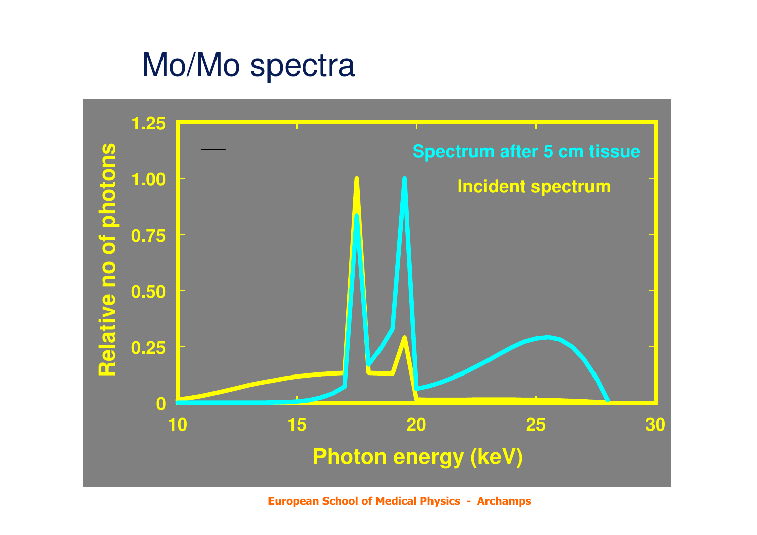# Mo/Mo spectra

Spectrum after 5 cm tissue

Incident spectrum

Relative no of photons

Photon energy (keV)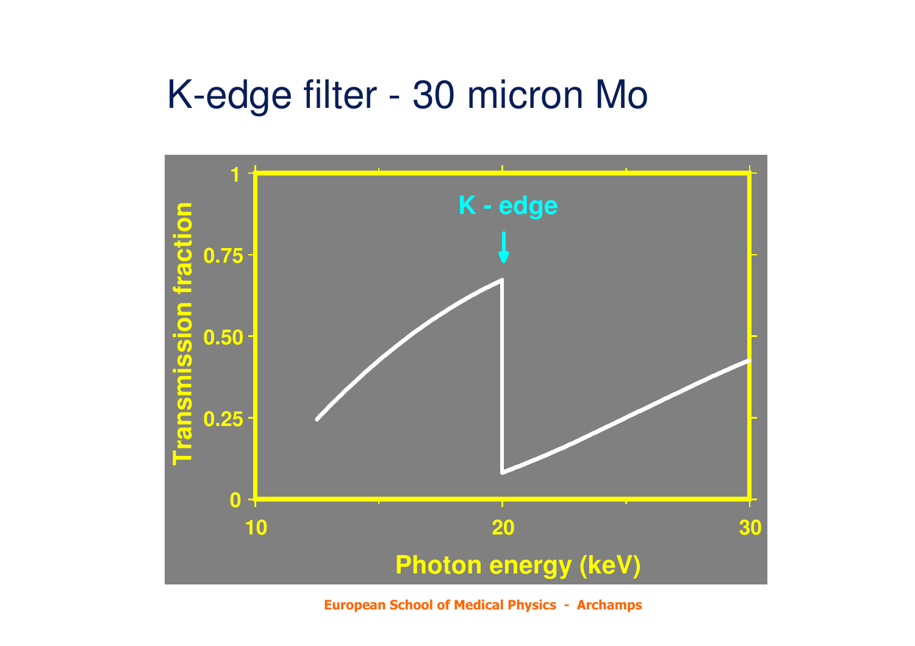# K-edge filter - 30 micron Mo

K - edge

Transmission fraction

Photon energy (keV)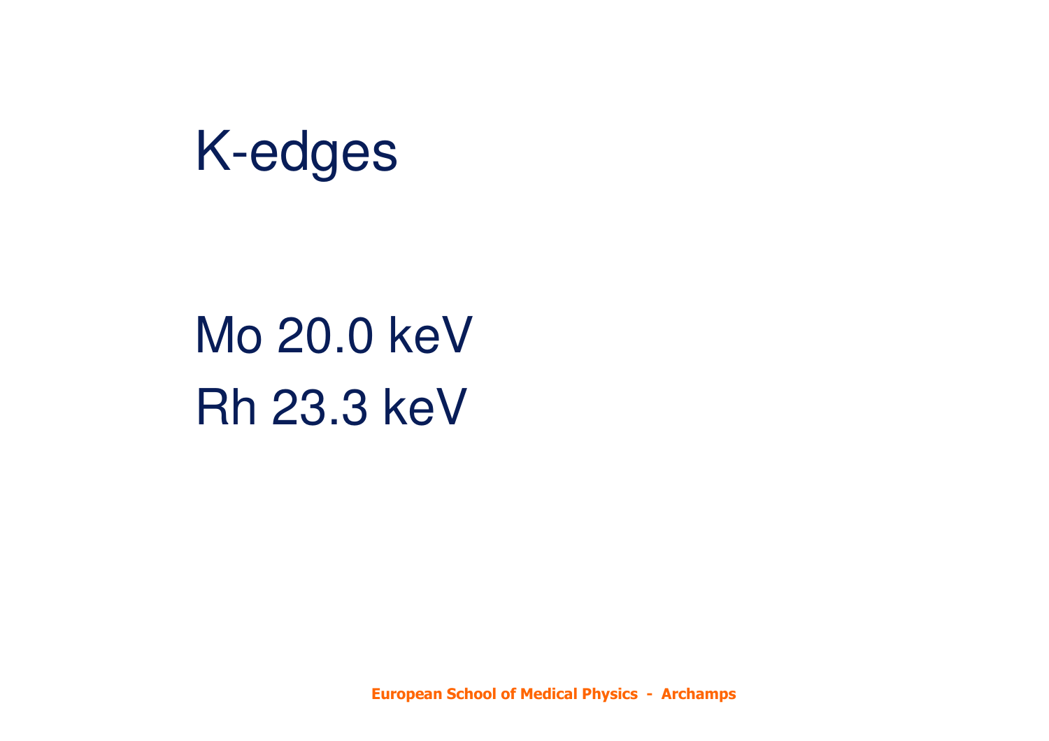# K-edges

Mo 20.0 keV

Rh 23.3 keV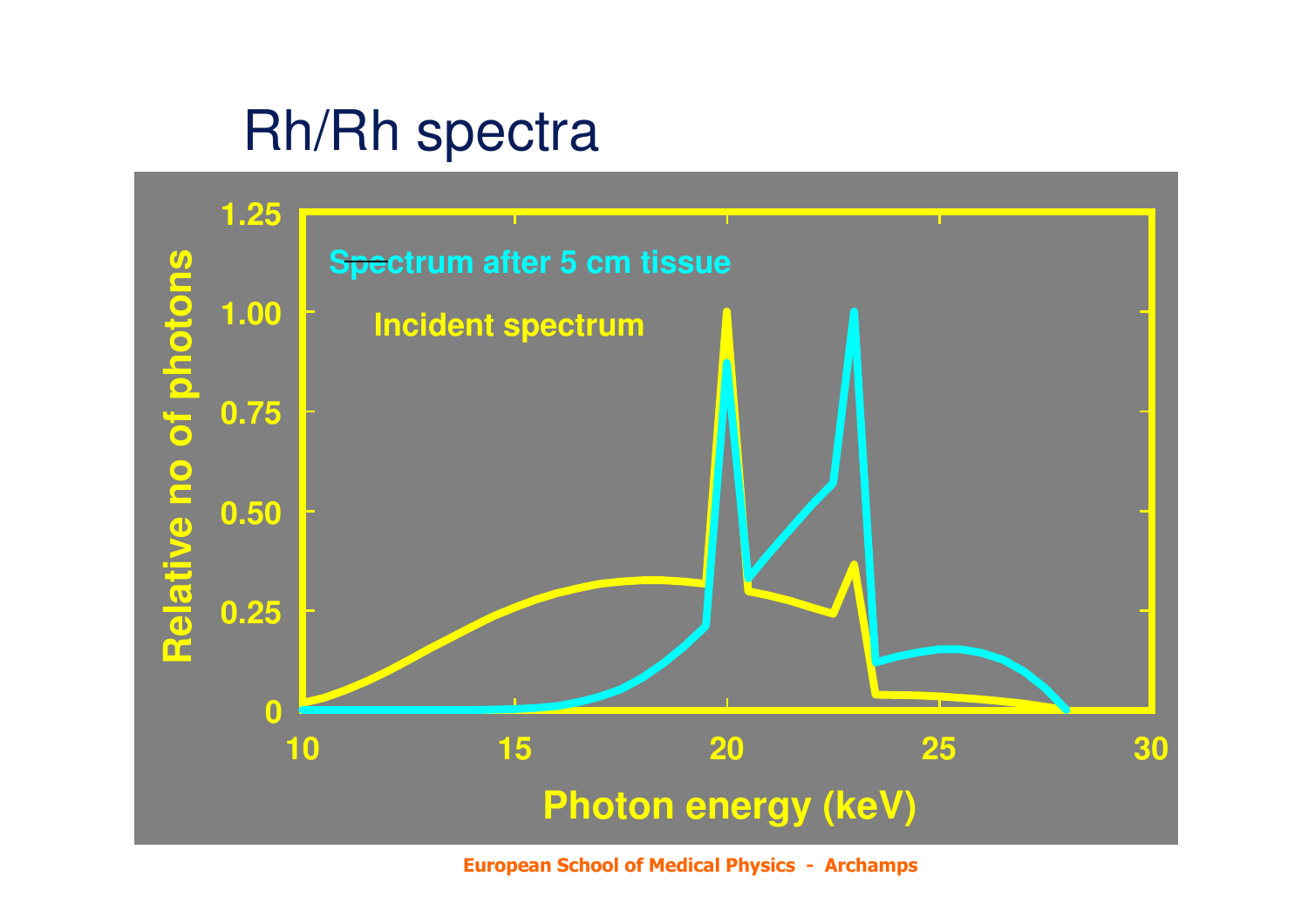# Rh/Rh spectra

Spectrum after 5 cm tissue

Incident spectrum

Relative no of photons

1.25

1.00

0.75

0.50

0.25

0

10 15 20 25 30

Photon energy (keV)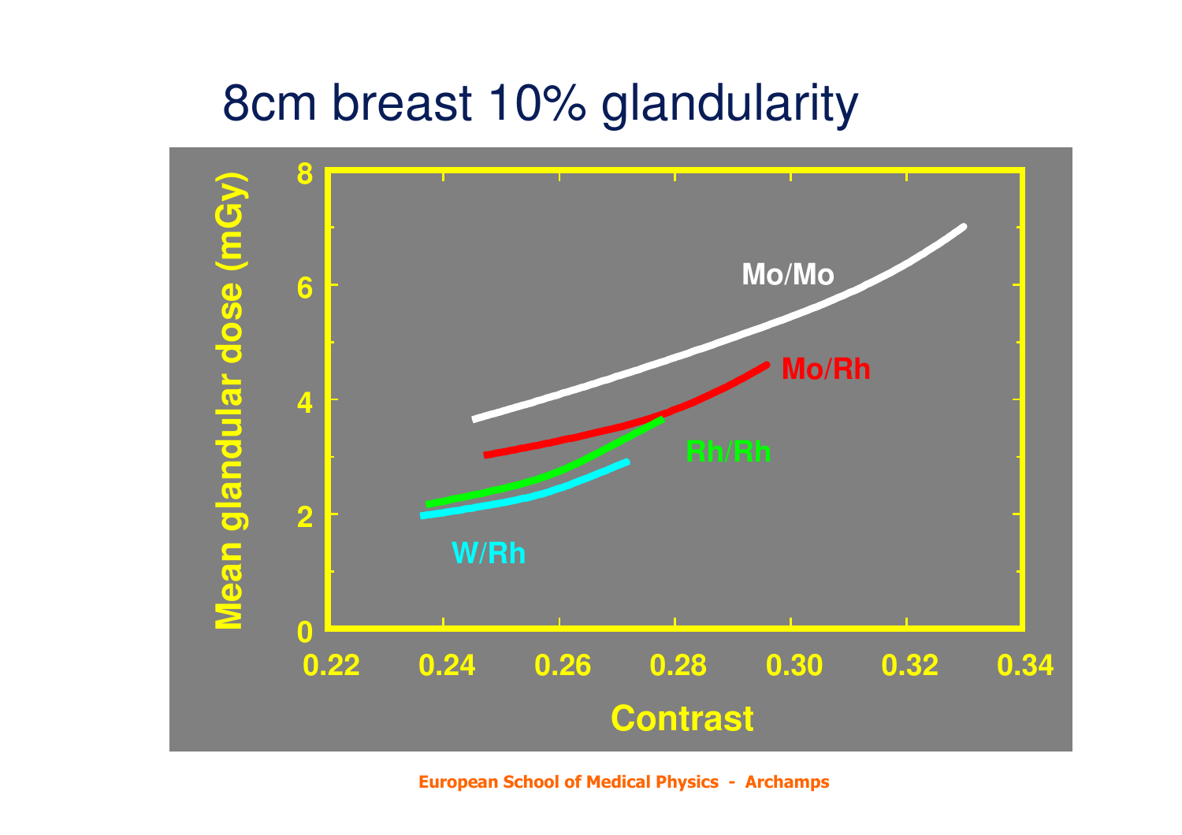# 8cm breast 10% glandularity

Mean glandular dose (mGy)

8
6
4
2
0

0.22 0.24 0.26 0.28 0.30 0.32 0.34

Contrast

Mo/Mo

Mo/Rh

Rh/Rh

W/Rh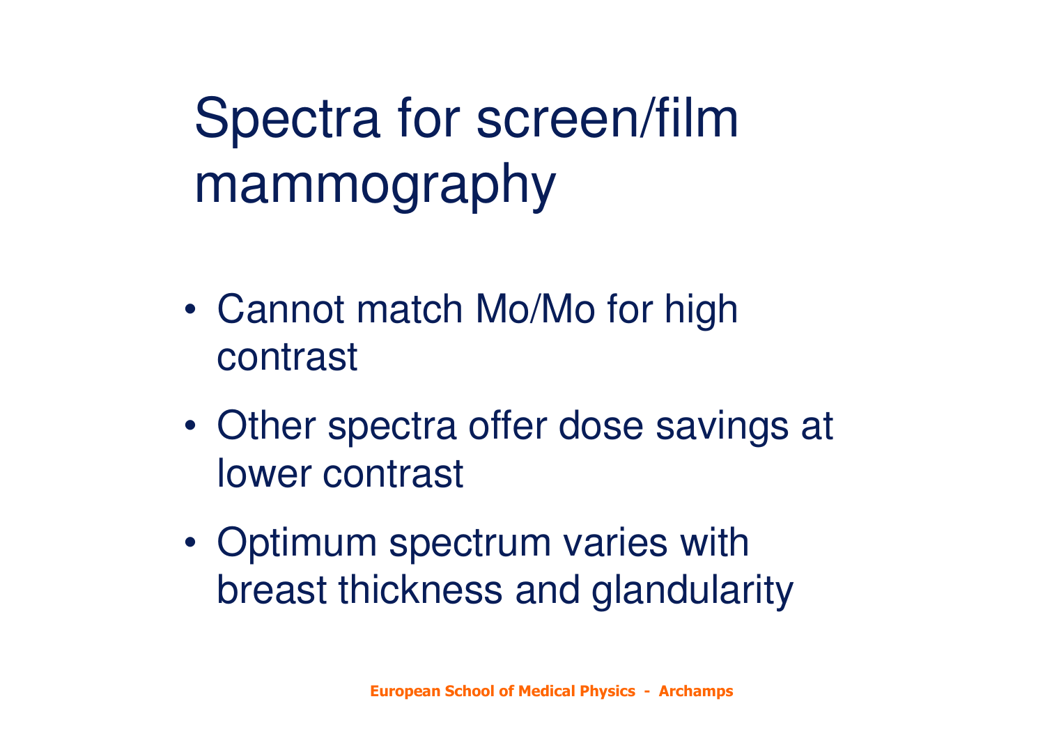# Spectra for screen/film mammography

- Cannot match Mo/Mo for high contrast
- Other spectra offer dose savings at lower contrast
- Optimum spectrum varies with breast thickness and glandularity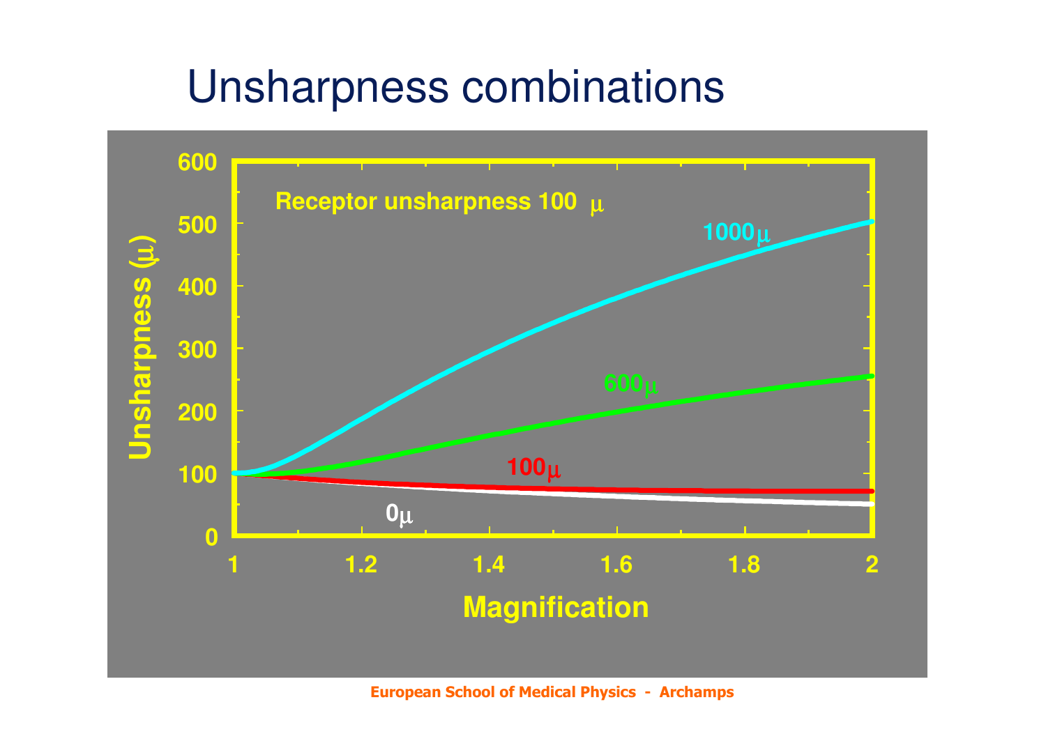# Unsharpness combinations

Receptor unsharpness 100 μ

Unsharpness (μ)

Magnification

1000μ

600μ

100μ

0μ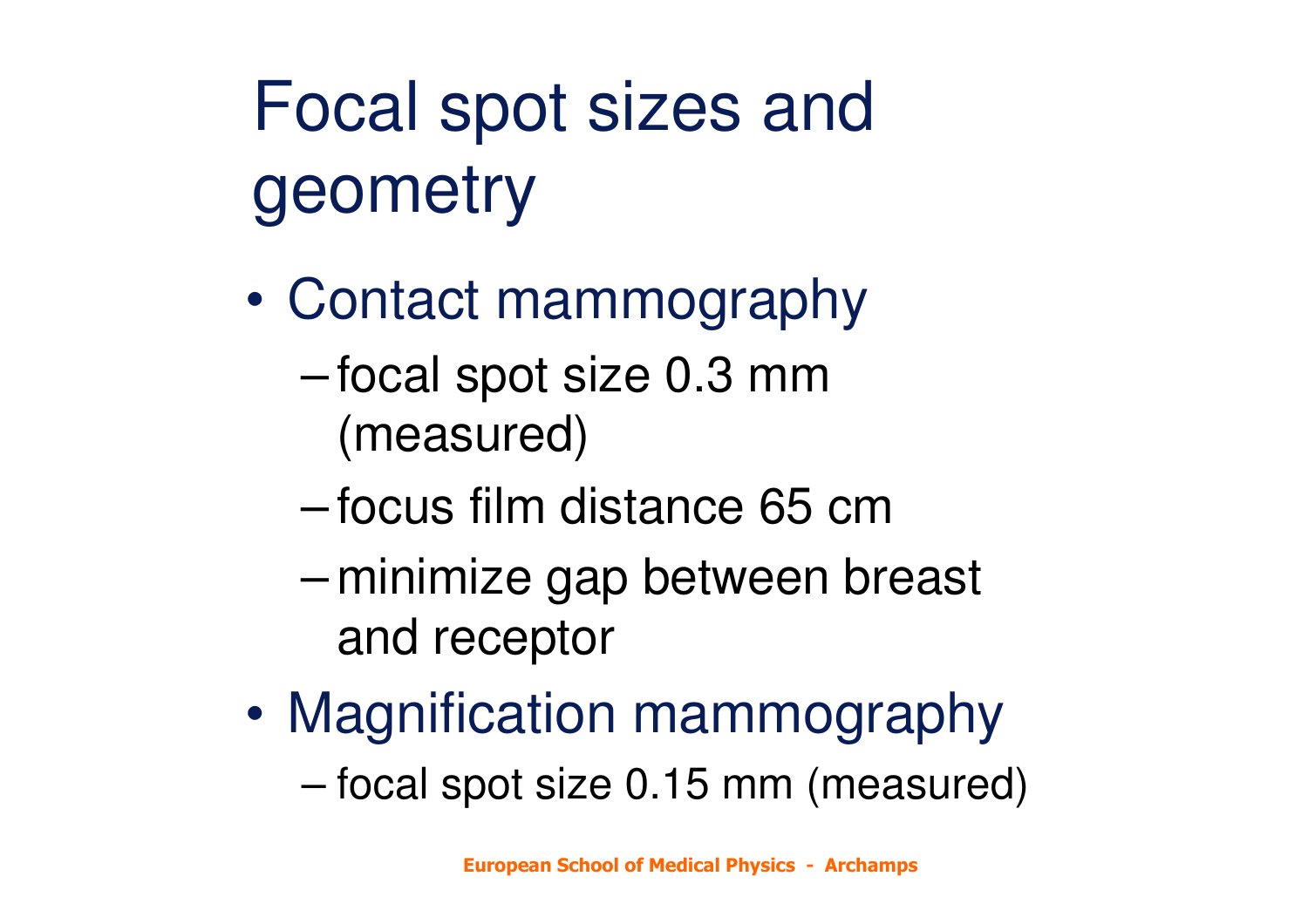# Focal spot sizes and geometry

- Contact mammography
  - focal spot size 0.3 mm (measured)
  - focus film distance 65 cm
  - minimize gap between breast and receptor
- Magnification mammography
  - focal spot size 0.15 mm (measured)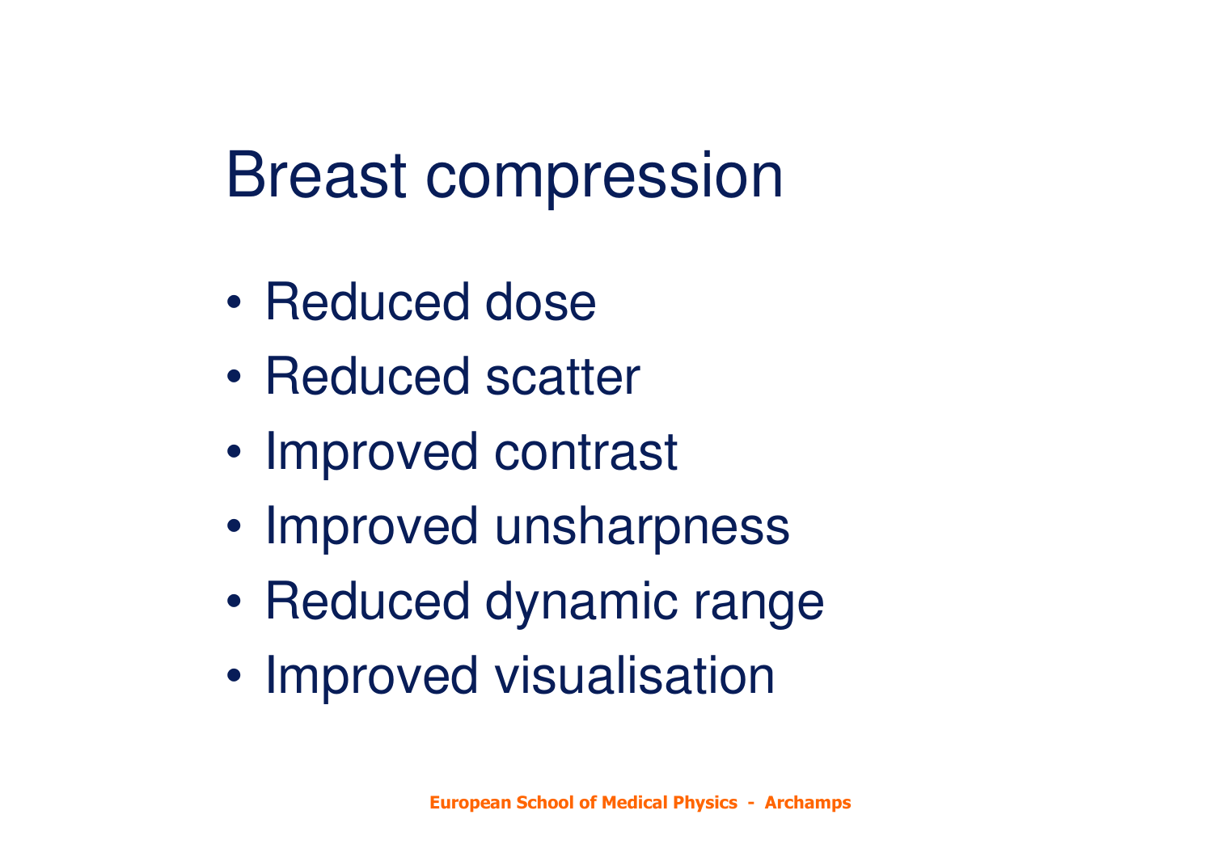# Breast compression

- Reduced dose
- Reduced scatter
- Improved contrast
- Improved unsharpness
- Reduced dynamic range
- Improved visualisation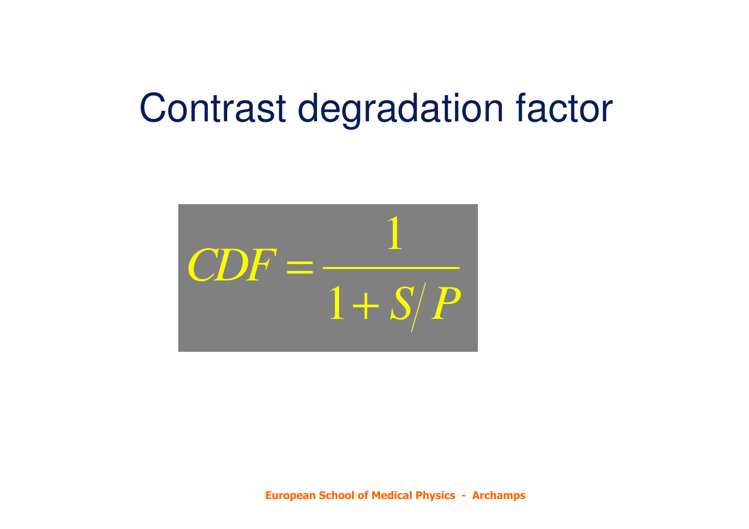# Contrast degradation factor

$$CDF = \frac{1}{1 + S/P}$$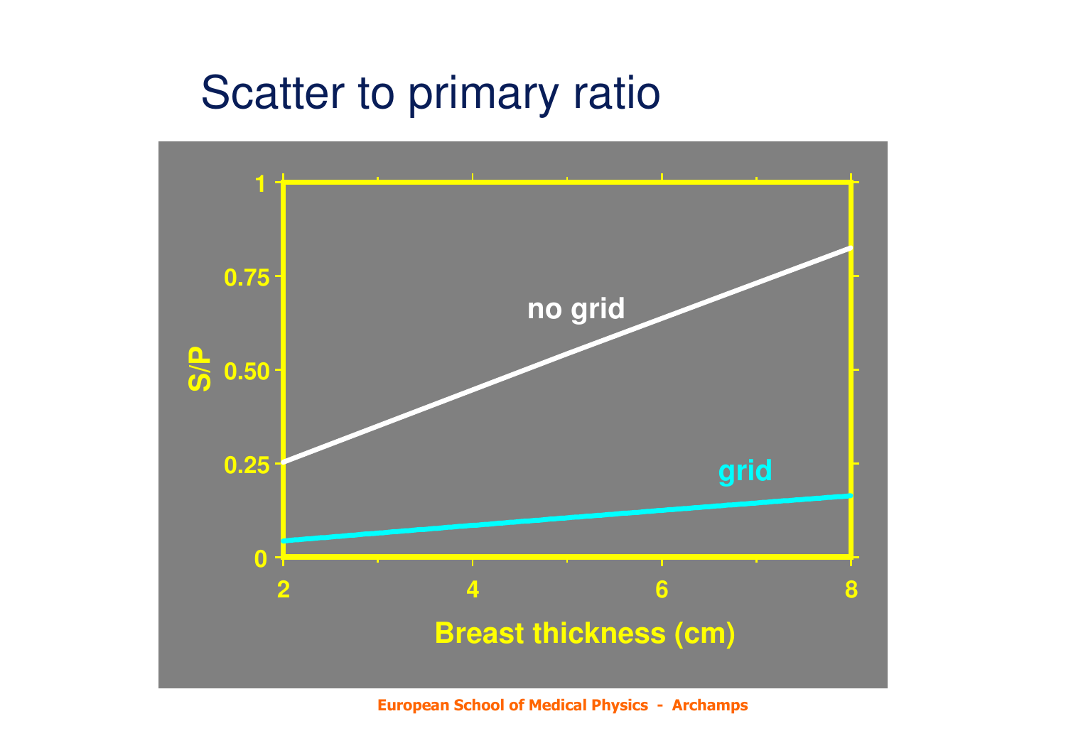# Scatter to primary ratio

S/P

1

0.75

0.50

0.25

0

no grid

grid

2 4 6 8

Breast thickness (cm)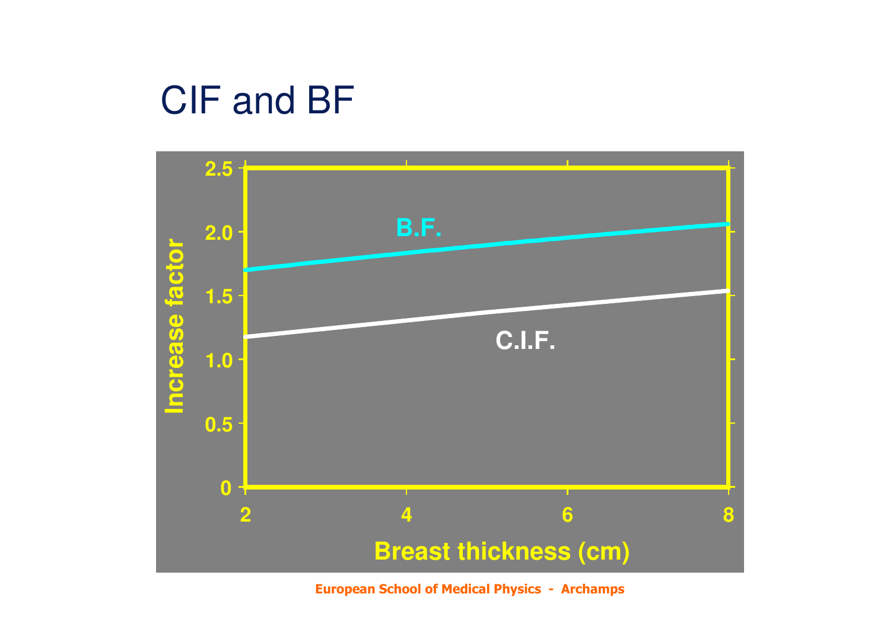# CIF and BF

Increase factor

2.5
2.0
1.5
1.0
0.5
0

B.F.

C.I.F.

2 4 6 8

Breast thickness (cm)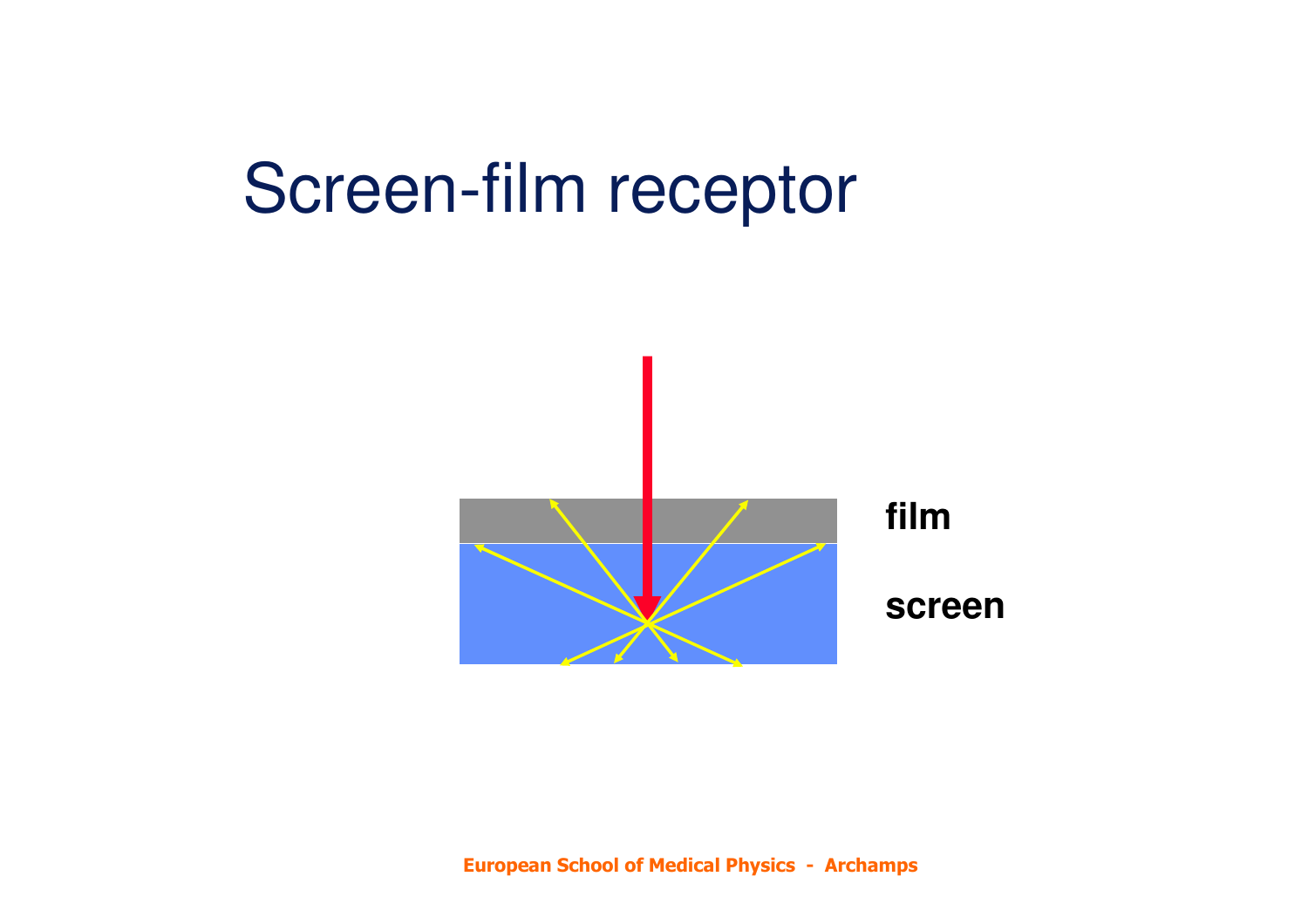# Screen-film receptor

film

screen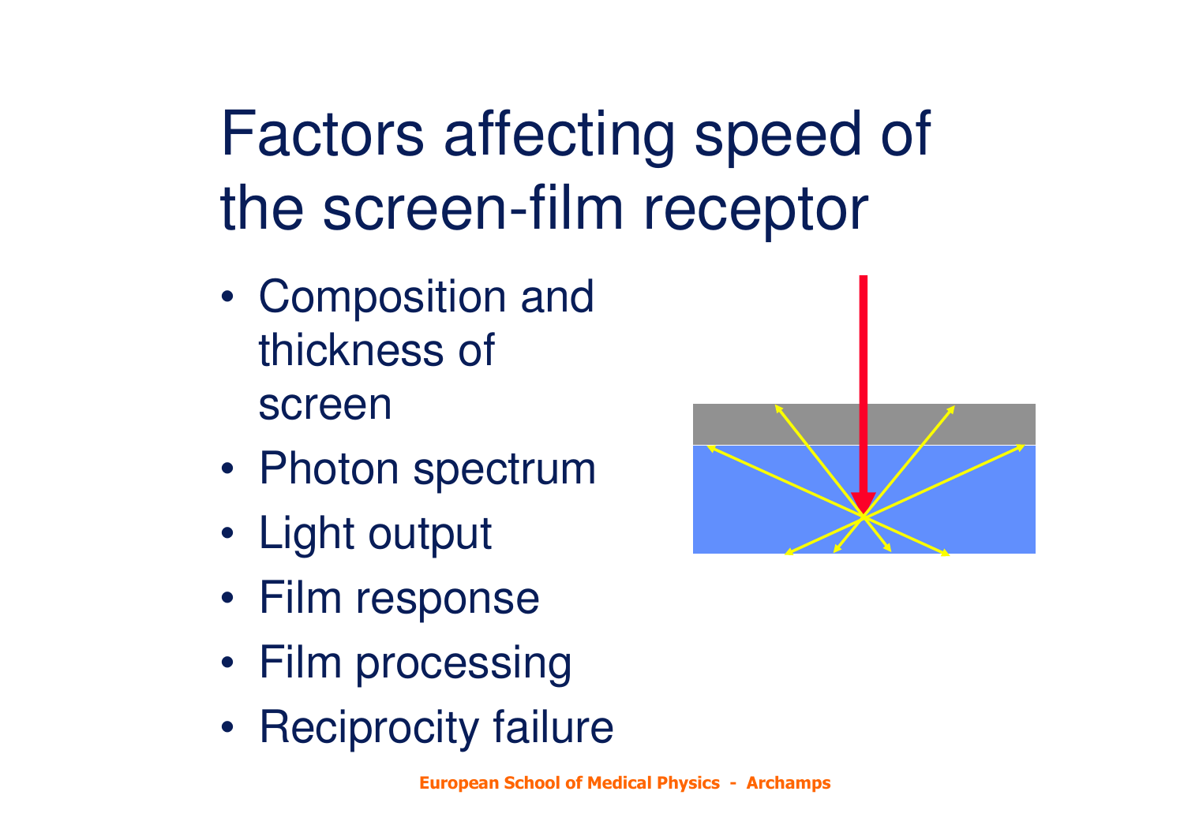# Factors affecting speed of the screen-film receptor

- Composition and thickness of screen
- Photon spectrum
- Light output
- Film response
- Film processing
- Reciprocity failure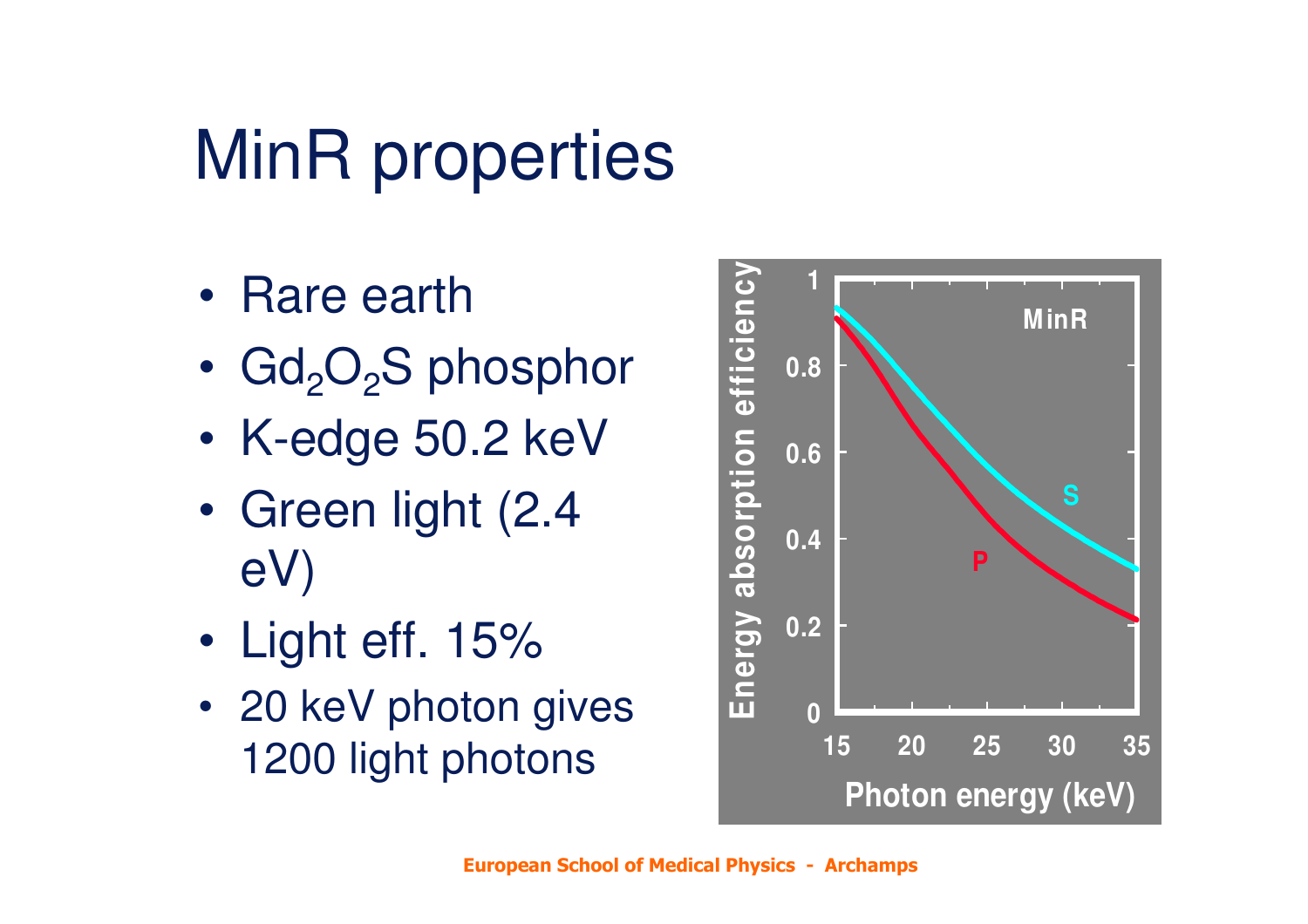# MinR properties

- Rare earth
- $Gd_2O_2S$ phosphor
- K-edge 50.2 keV
- Green light (2.4 eV)
- Light eff. 15%
- 20 keV photon gives 1200 light photons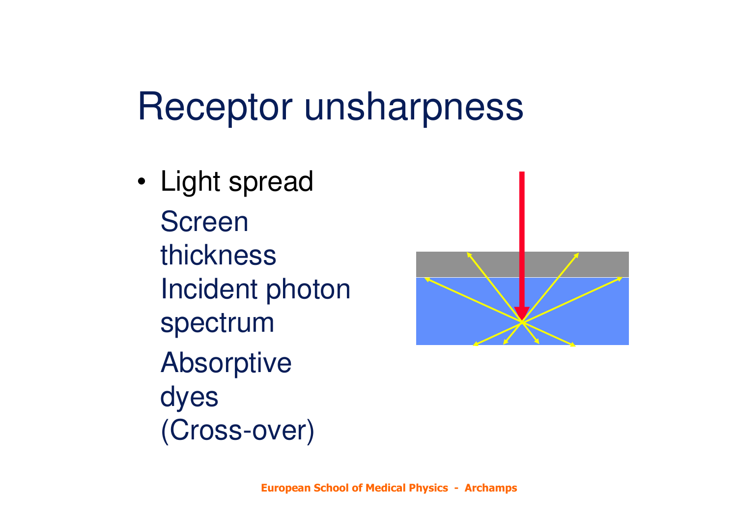# Receptor unsharpness

- Light spread
  - Screen thickness
  - Incident photon spectrum
  - Absorptive dyes
  - (Cross-over)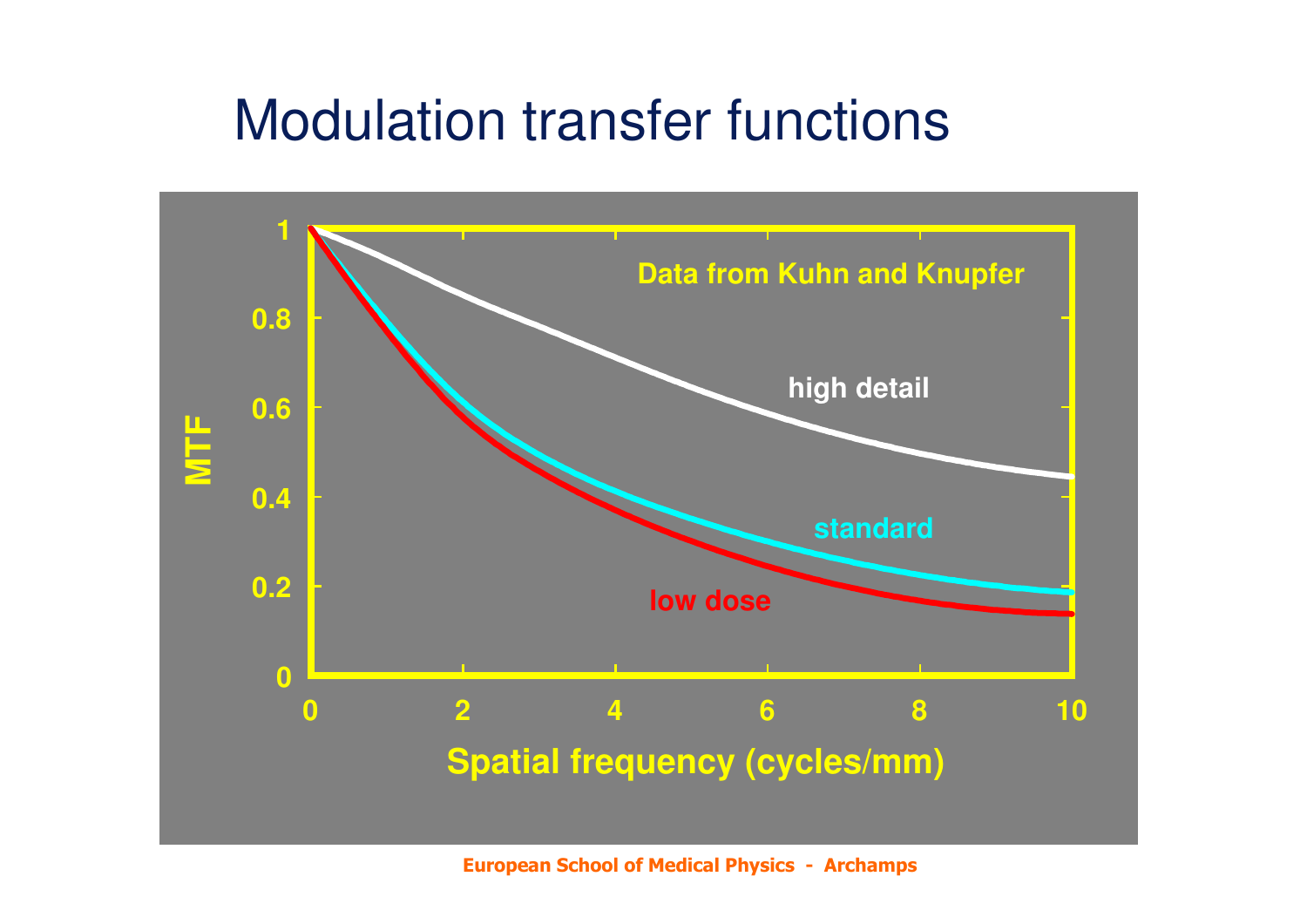# Modulation transfer functions

Data from Kuhn and Knupfer

MTF

Spatial frequency (cycles/mm)

high detail

standard

low dose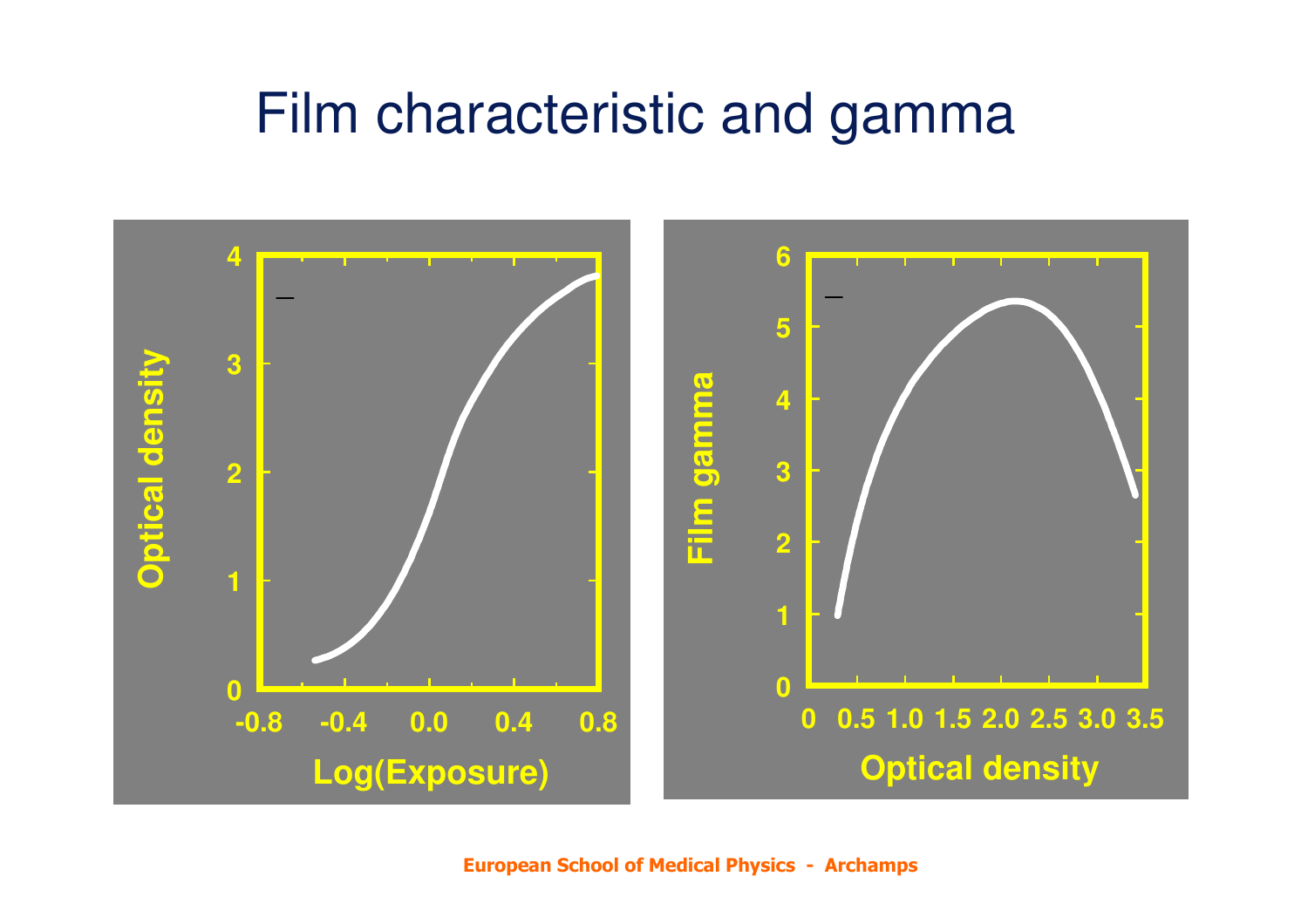# Film characteristic and gamma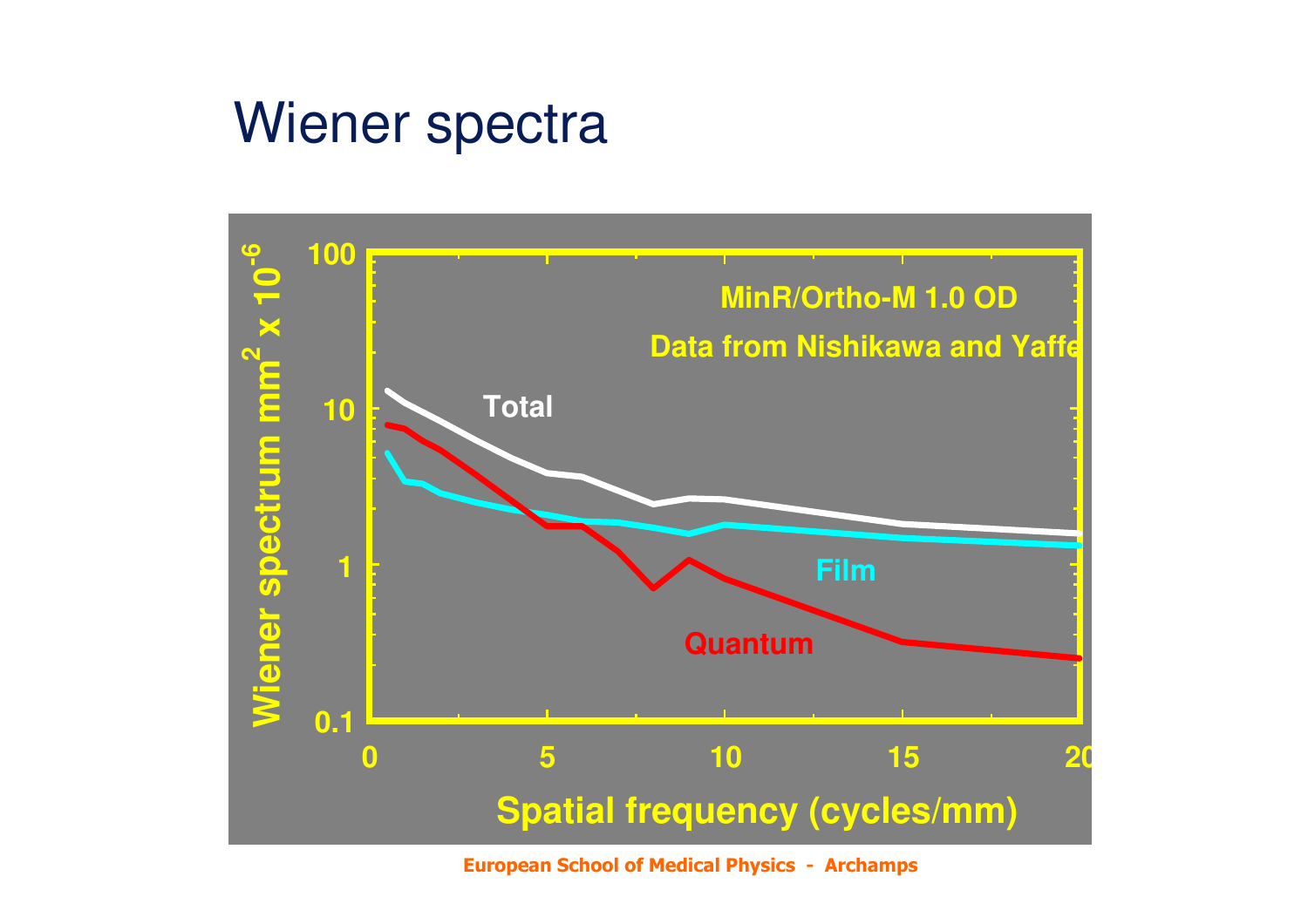# Wiener spectra

MinR/Ortho-M 1.0 OD

Data from Nishikawa and Yaffe

Wiener spectrum $mm^2 \times 10^{-6}$

Spatial frequency (cycles/mm)

Total

Film

Quantum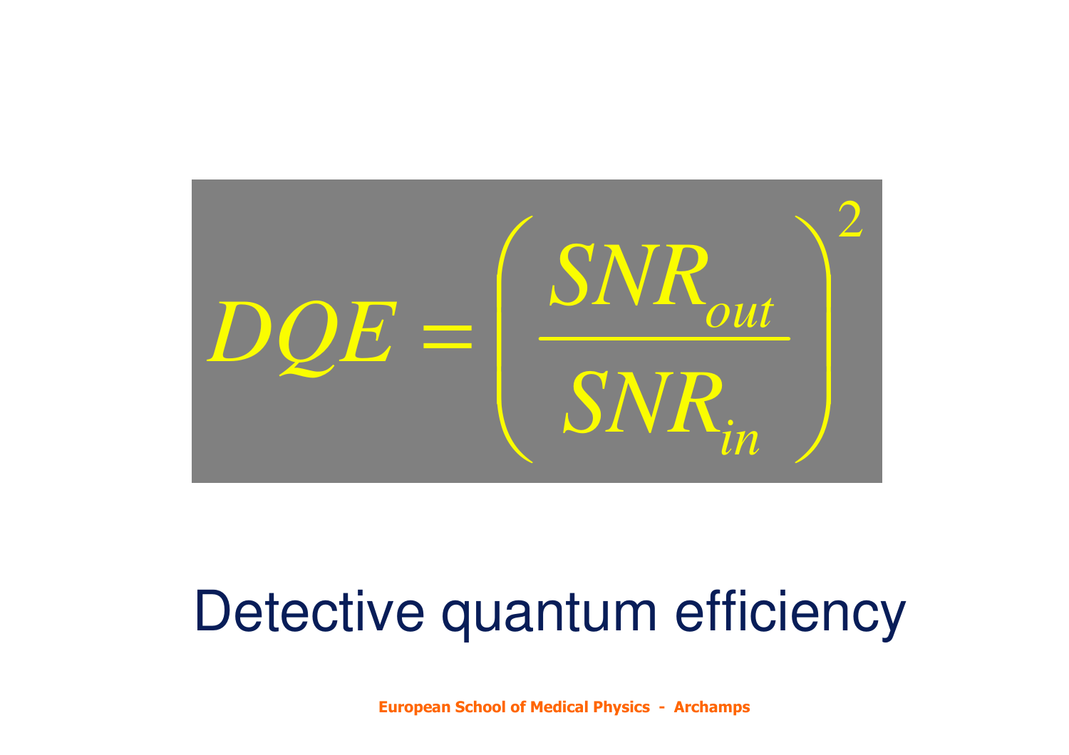$$DQE = \left( \frac{SNR_{out}}{SNR_{in}} \right)^2$$

Detective quantum efficiency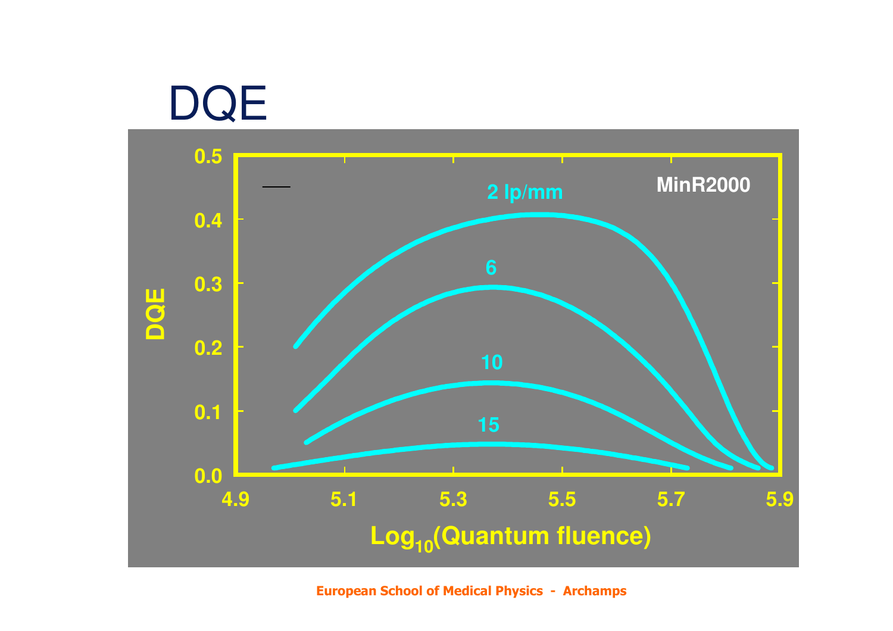# DQE

MinR2000

DQE

2 lp/mm

6

10

15

$\text{Log}_{10}(\text{Quantum fluence})$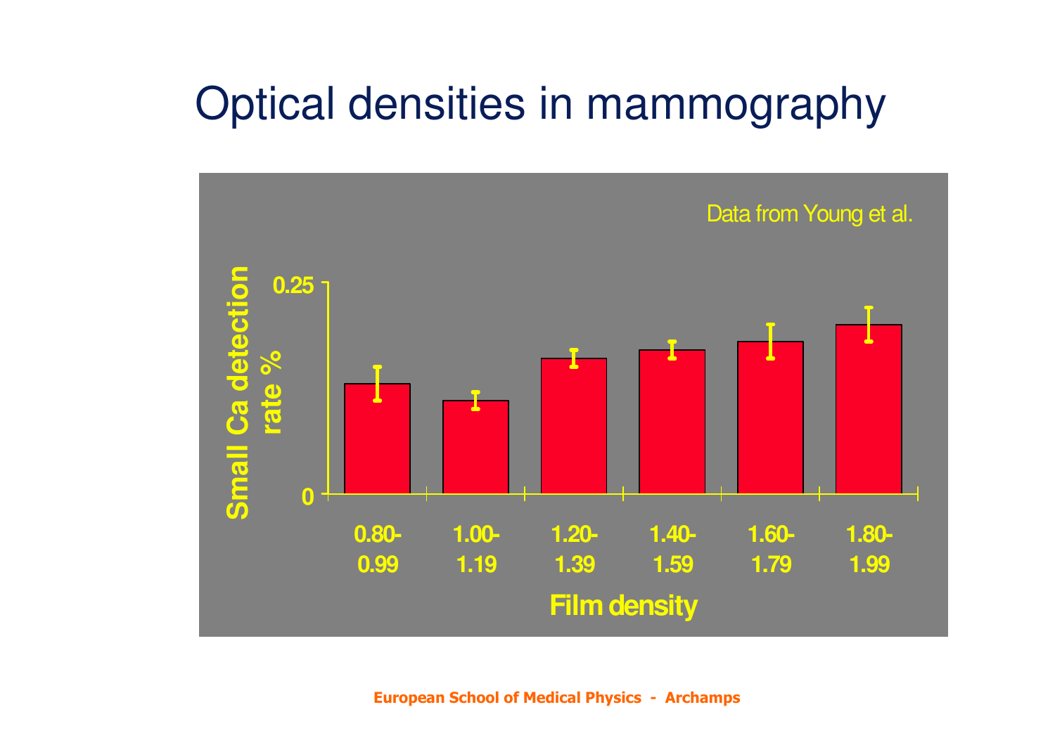# Optical densities in mammography

Data from Young et al.

Small Ca detection rate %

0.25

0

0.80-0.99 | 1.00-1.19 | 1.20-1.39 | 1.40-1.59 | 1.60-1.79 | 1.80-1.99

Film density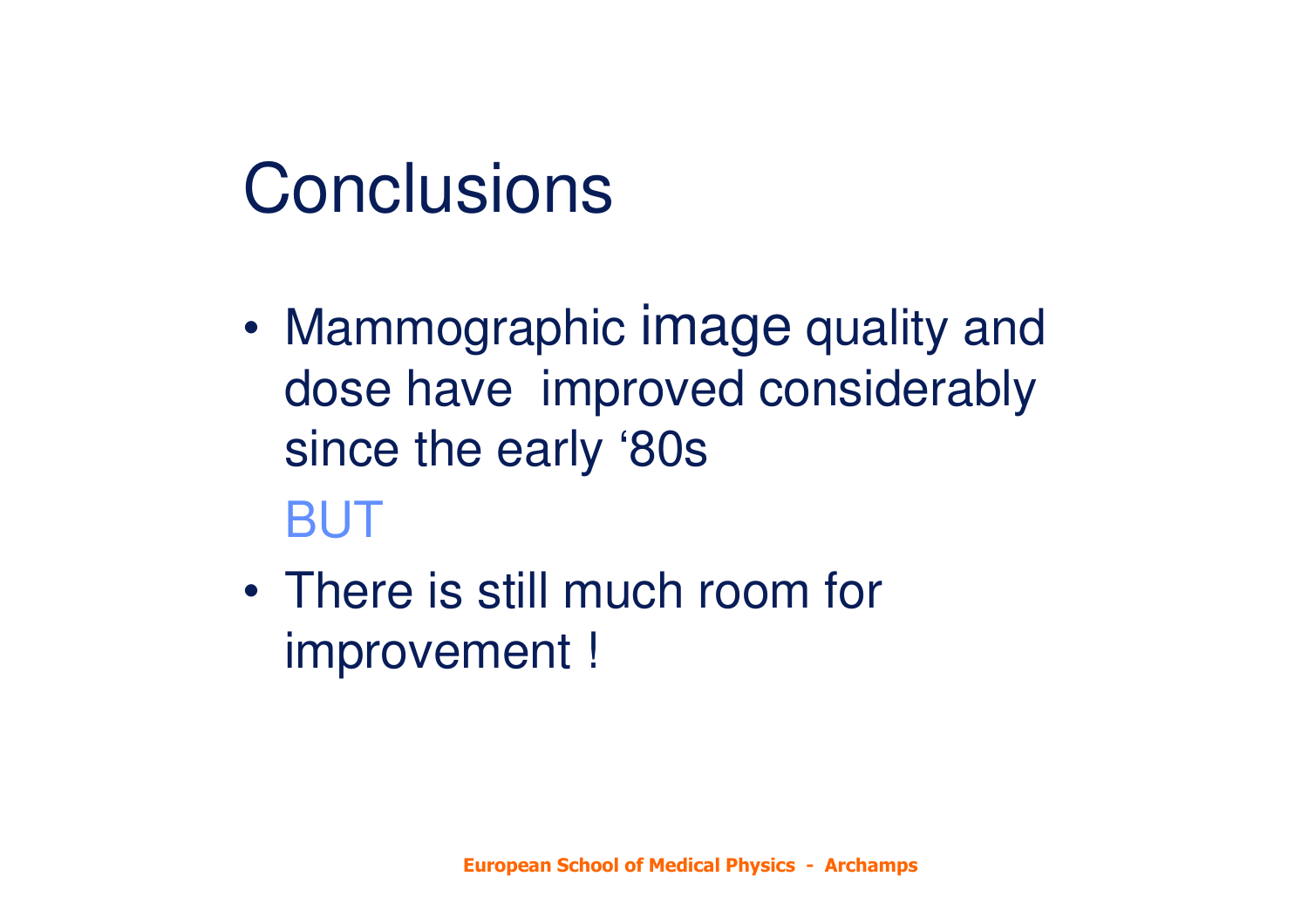# Conclusions

- Mammographic image quality and dose have improved considerably since the early ‘80s

  BUT

- There is still much room for improvement !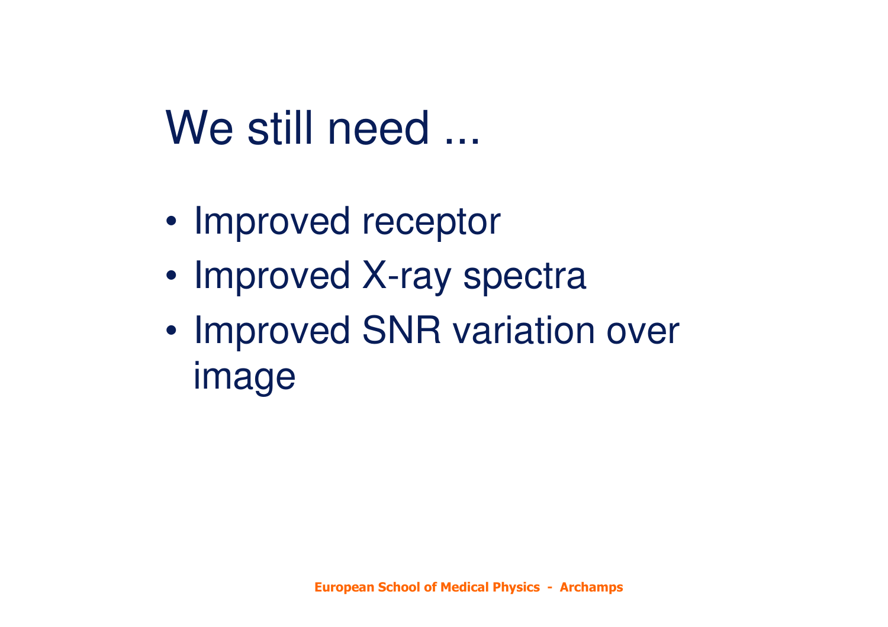# We still need ...

- Improved receptor
- Improved X-ray spectra
- Improved SNR variation over image